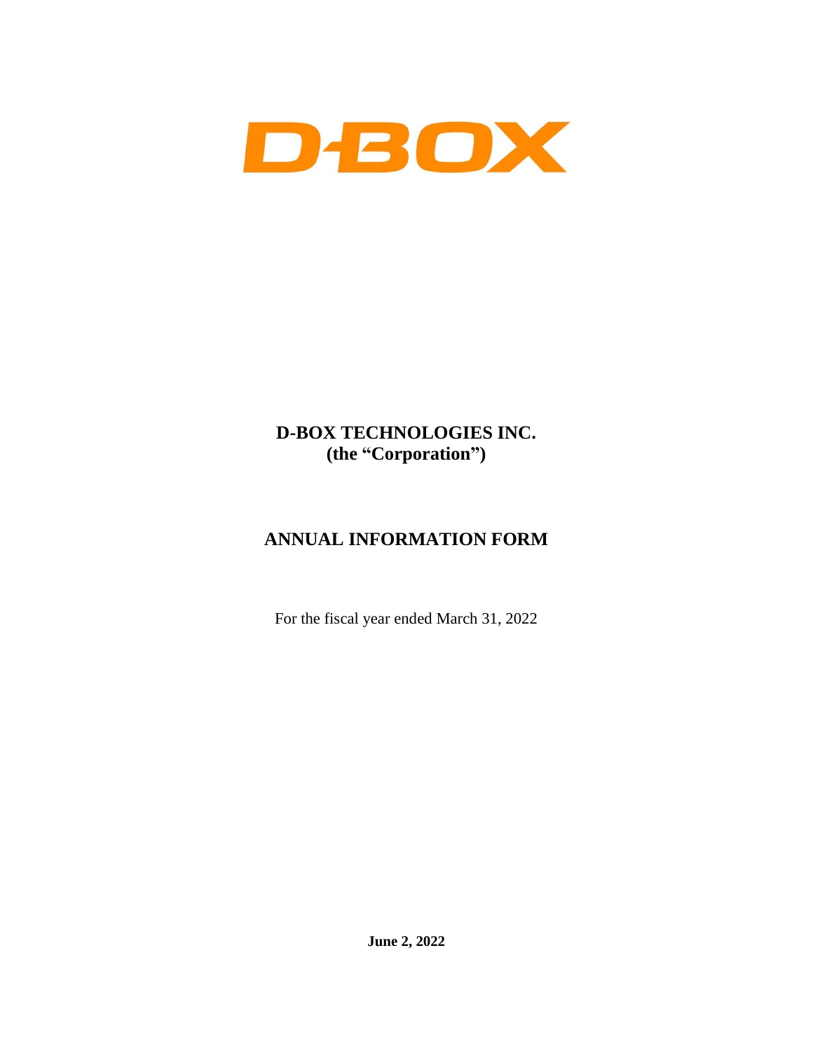# D-BOX

**D-BOX TECHNOLOGIES INC.**
**(the "Corporation")**

## ANNUAL INFORMATION FORM

For the fiscal year ended March 31, 2022

**June 2, 2022**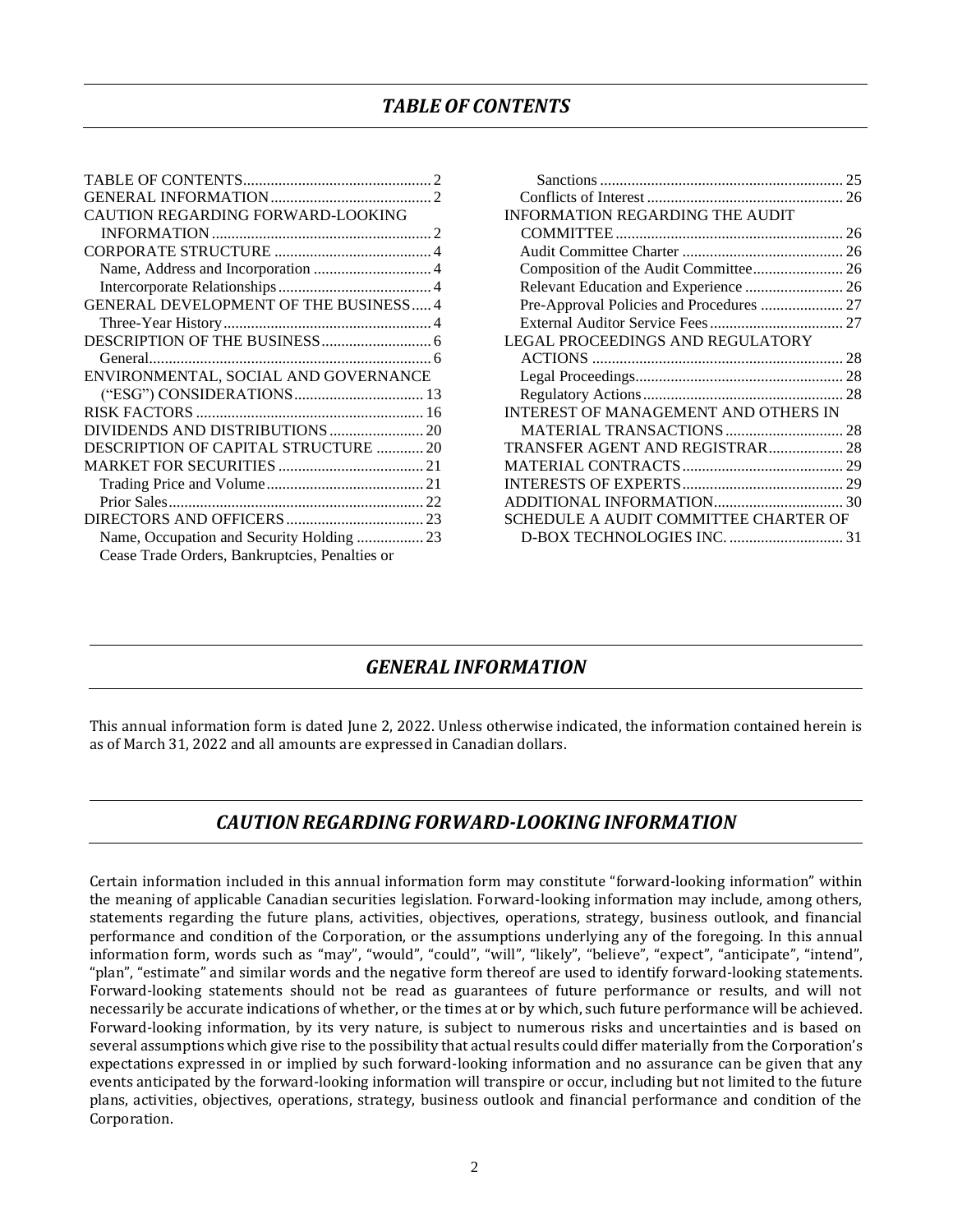## *TABLE OF CONTENTS*

- TABLE OF CONTENTS ... 2
- GENERAL INFORMATION ... 2
- CAUTION REGARDING FORWARD-LOOKING INFORMATION ... 2
- CORPORATE STRUCTURE ... 4
  - Name, Address and Incorporation ... 4
  - Intercorporate Relationships ... 4
- GENERAL DEVELOPMENT OF THE BUSINESS ... 4
  - Three-Year History ... 4
- DESCRIPTION OF THE BUSINESS ... 6
  - General ... 6
- ENVIRONMENTAL, SOCIAL AND GOVERNANCE ("ESG") CONSIDERATIONS ... 13
- RISK FACTORS ... 16
- DIVIDENDS AND DISTRIBUTIONS ... 20
- DESCRIPTION OF CAPITAL STRUCTURE ... 20
- MARKET FOR SECURITIES ... 21
  - Trading Price and Volume ... 21
  - Prior Sales ... 22
- DIRECTORS AND OFFICERS ... 23
  - Name, Occupation and Security Holding ... 23
  - Cease Trade Orders, Bankruptcies, Penalties or Sanctions ... 25
  - Conflicts of Interest ... 26
- INFORMATION REGARDING THE AUDIT COMMITTEE ... 26
  - Audit Committee Charter ... 26
  - Composition of the Audit Committee ... 26
  - Relevant Education and Experience ... 26
  - Pre-Approval Policies and Procedures ... 27
  - External Auditor Service Fees ... 27
- LEGAL PROCEEDINGS AND REGULATORY ACTIONS ... 28
  - Legal Proceedings ... 28
  - Regulatory Actions ... 28
- INTEREST OF MANAGEMENT AND OTHERS IN MATERIAL TRANSACTIONS ... 28
- TRANSFER AGENT AND REGISTRAR ... 28
- MATERIAL CONTRACTS ... 29
- INTERESTS OF EXPERTS ... 29
- ADDITIONAL INFORMATION ... 30
- SCHEDULE A AUDIT COMMITTEE CHARTER OF D-BOX TECHNOLOGIES INC. ... 31

## *GENERAL INFORMATION*

This annual information form is dated June 2, 2022. Unless otherwise indicated, the information contained herein is as of March 31, 2022 and all amounts are expressed in Canadian dollars.

## *CAUTION REGARDING FORWARD-LOOKING INFORMATION*

Certain information included in this annual information form may constitute "forward-looking information" within the meaning of applicable Canadian securities legislation. Forward-looking information may include, among others, statements regarding the future plans, activities, objectives, operations, strategy, business outlook, and financial performance and condition of the Corporation, or the assumptions underlying any of the foregoing. In this annual information form, words such as "may", "would", "could", "will", "likely", "believe", "expect", "anticipate", "intend", "plan", "estimate" and similar words and the negative form thereof are used to identify forward-looking statements. Forward-looking statements should not be read as guarantees of future performance or results, and will not necessarily be accurate indications of whether, or the times at or by which, such future performance will be achieved. Forward-looking information, by its very nature, is subject to numerous risks and uncertainties and is based on several assumptions which give rise to the possibility that actual results could differ materially from the Corporation's expectations expressed in or implied by such forward-looking information and no assurance can be given that any events anticipated by the forward-looking information will transpire or occur, including but not limited to the future plans, activities, objectives, operations, strategy, business outlook and financial performance and condition of the Corporation.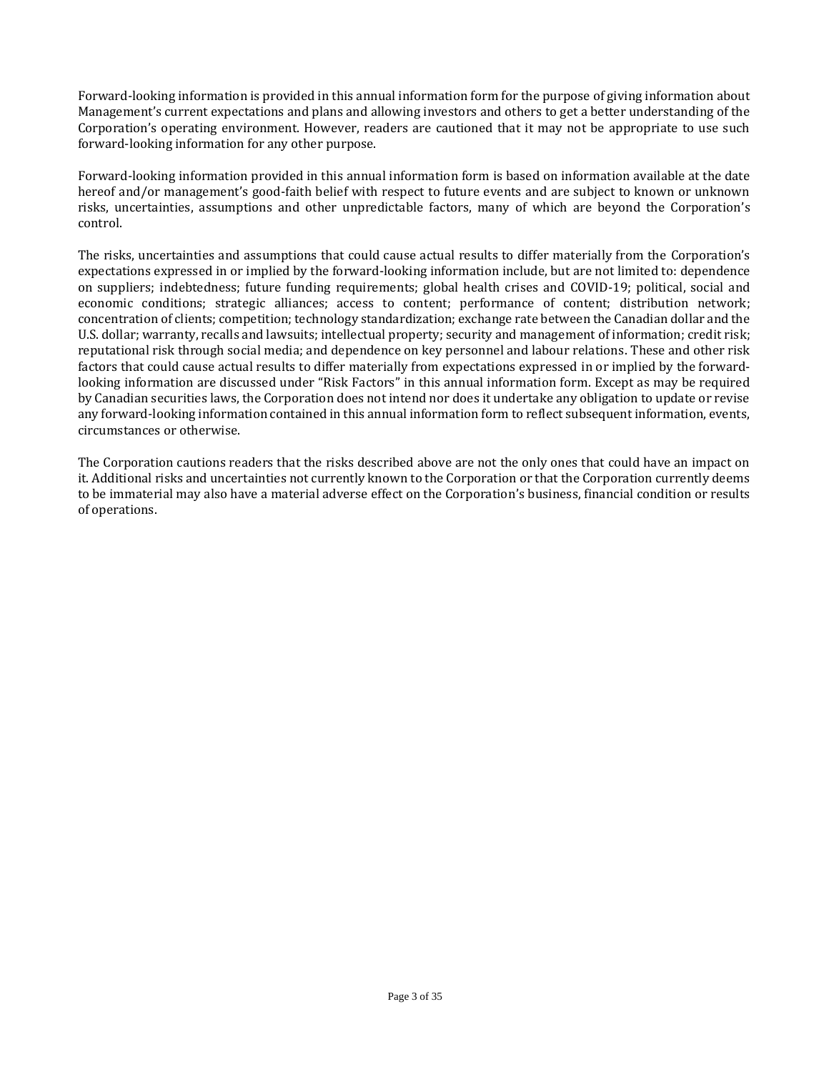Forward-looking information is provided in this annual information form for the purpose of giving information about Management's current expectations and plans and allowing investors and others to get a better understanding of the Corporation's operating environment. However, readers are cautioned that it may not be appropriate to use such forward-looking information for any other purpose.

Forward-looking information provided in this annual information form is based on information available at the date hereof and/or management's good-faith belief with respect to future events and are subject to known or unknown risks, uncertainties, assumptions and other unpredictable factors, many of which are beyond the Corporation's control.

The risks, uncertainties and assumptions that could cause actual results to differ materially from the Corporation's expectations expressed in or implied by the forward-looking information include, but are not limited to: dependence on suppliers; indebtedness; future funding requirements; global health crises and COVID-19; political, social and economic conditions; strategic alliances; access to content; performance of content; distribution network; concentration of clients; competition; technology standardization; exchange rate between the Canadian dollar and the U.S. dollar; warranty, recalls and lawsuits; intellectual property; security and management of information; credit risk; reputational risk through social media; and dependence on key personnel and labour relations. These and other risk factors that could cause actual results to differ materially from expectations expressed in or implied by the forward-looking information are discussed under "Risk Factors" in this annual information form. Except as may be required by Canadian securities laws, the Corporation does not intend nor does it undertake any obligation to update or revise any forward-looking information contained in this annual information form to reflect subsequent information, events, circumstances or otherwise.

The Corporation cautions readers that the risks described above are not the only ones that could have an impact on it. Additional risks and uncertainties not currently known to the Corporation or that the Corporation currently deems to be immaterial may also have a material adverse effect on the Corporation's business, financial condition or results of operations.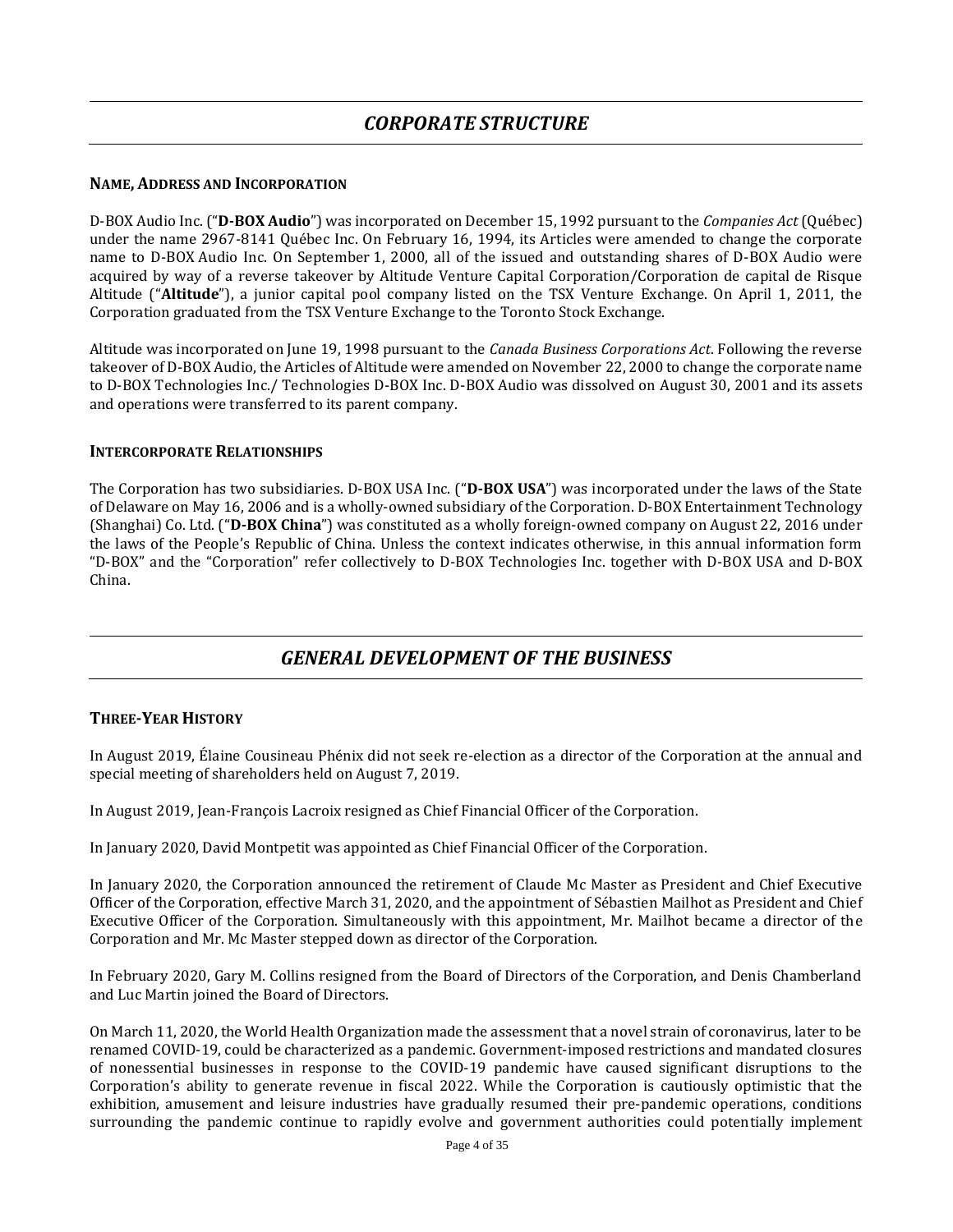## *CORPORATE STRUCTURE*

### NAME, ADDRESS AND INCORPORATION

D-BOX Audio Inc. ("**D-BOX Audio**") was incorporated on December 15, 1992 pursuant to the *Companies Act* (Québec) under the name 2967-8141 Québec Inc. On February 16, 1994, its Articles were amended to change the corporate name to D-BOX Audio Inc. On September 1, 2000, all of the issued and outstanding shares of D-BOX Audio were acquired by way of a reverse takeover by Altitude Venture Capital Corporation/Corporation de capital de Risque Altitude ("**Altitude**"), a junior capital pool company listed on the TSX Venture Exchange. On April 1, 2011, the Corporation graduated from the TSX Venture Exchange to the Toronto Stock Exchange.

Altitude was incorporated on June 19, 1998 pursuant to the *Canada Business Corporations Act*. Following the reverse takeover of D-BOX Audio, the Articles of Altitude were amended on November 22, 2000 to change the corporate name to D-BOX Technologies Inc./ Technologies D-BOX Inc. D-BOX Audio was dissolved on August 30, 2001 and its assets and operations were transferred to its parent company.

### INTERCORPORATE RELATIONSHIPS

The Corporation has two subsidiaries. D-BOX USA Inc. ("**D-BOX USA**") was incorporated under the laws of the State of Delaware on May 16, 2006 and is a wholly-owned subsidiary of the Corporation. D-BOX Entertainment Technology (Shanghai) Co. Ltd. ("**D-BOX China**") was constituted as a wholly foreign-owned company on August 22, 2016 under the laws of the People's Republic of China. Unless the context indicates otherwise, in this annual information form "D-BOX" and the "Corporation" refer collectively to D-BOX Technologies Inc. together with D-BOX USA and D-BOX China.

## *GENERAL DEVELOPMENT OF THE BUSINESS*

### THREE-YEAR HISTORY

In August 2019, Élaine Cousineau Phénix did not seek re-election as a director of the Corporation at the annual and special meeting of shareholders held on August 7, 2019.

In August 2019, Jean-François Lacroix resigned as Chief Financial Officer of the Corporation.

In January 2020, David Montpetit was appointed as Chief Financial Officer of the Corporation.

In January 2020, the Corporation announced the retirement of Claude Mc Master as President and Chief Executive Officer of the Corporation, effective March 31, 2020, and the appointment of Sébastien Mailhot as President and Chief Executive Officer of the Corporation. Simultaneously with this appointment, Mr. Mailhot became a director of the Corporation and Mr. Mc Master stepped down as director of the Corporation.

In February 2020, Gary M. Collins resigned from the Board of Directors of the Corporation, and Denis Chamberland and Luc Martin joined the Board of Directors.

On March 11, 2020, the World Health Organization made the assessment that a novel strain of coronavirus, later to be renamed COVID-19, could be characterized as a pandemic. Government-imposed restrictions and mandated closures of nonessential businesses in response to the COVID-19 pandemic have caused significant disruptions to the Corporation's ability to generate revenue in fiscal 2022. While the Corporation is cautiously optimistic that the exhibition, amusement and leisure industries have gradually resumed their pre-pandemic operations, conditions surrounding the pandemic continue to rapidly evolve and government authorities could potentially implement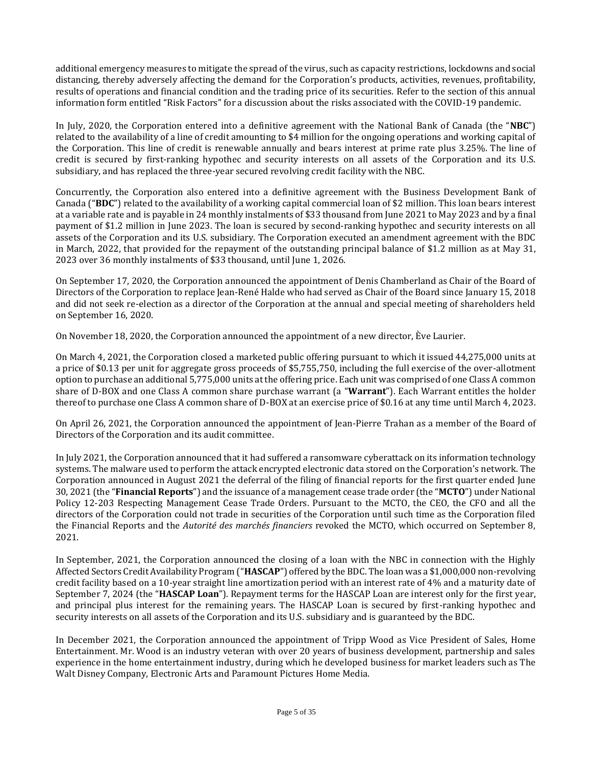additional emergency measures to mitigate the spread of the virus, such as capacity restrictions, lockdowns and social distancing, thereby adversely affecting the demand for the Corporation's products, activities, revenues, profitability, results of operations and financial condition and the trading price of its securities. Refer to the section of this annual information form entitled "Risk Factors" for a discussion about the risks associated with the COVID-19 pandemic.

In July, 2020, the Corporation entered into a definitive agreement with the National Bank of Canada (the "**NBC**") related to the availability of a line of credit amounting to $4 million for the ongoing operations and working capital of the Corporation. This line of credit is renewable annually and bears interest at prime rate plus 3.25%. The line of credit is secured by first-ranking hypothec and security interests on all assets of the Corporation and its U.S. subsidiary, and has replaced the three-year secured revolving credit facility with the NBC.

Concurrently, the Corporation also entered into a definitive agreement with the Business Development Bank of Canada ("**BDC**") related to the availability of a working capital commercial loan of $2 million. This loan bears interest at a variable rate and is payable in 24 monthly instalments of $33 thousand from June 2021 to May 2023 and by a final payment of $1.2 million in June 2023. The loan is secured by second-ranking hypothec and security interests on all assets of the Corporation and its U.S. subsidiary. The Corporation executed an amendment agreement with the BDC in March, 2022, that provided for the repayment of the outstanding principal balance of $1.2 million as at May 31, 2023 over 36 monthly instalments of $33 thousand, until June 1, 2026.

On September 17, 2020, the Corporation announced the appointment of Denis Chamberland as Chair of the Board of Directors of the Corporation to replace Jean-René Halde who had served as Chair of the Board since January 15, 2018 and did not seek re-election as a director of the Corporation at the annual and special meeting of shareholders held on September 16, 2020.

On November 18, 2020, the Corporation announced the appointment of a new director, Ève Laurier.

On March 4, 2021, the Corporation closed a marketed public offering pursuant to which it issued 44,275,000 units at a price of $0.13 per unit for aggregate gross proceeds of $5,755,750, including the full exercise of the over-allotment option to purchase an additional 5,775,000 units at the offering price. Each unit was comprised of one Class A common share of D-BOX and one Class A common share purchase warrant (a "**Warrant**"). Each Warrant entitles the holder thereof to purchase one Class A common share of D-BOX at an exercise price of $0.16 at any time until March 4, 2023.

On April 26, 2021, the Corporation announced the appointment of Jean-Pierre Trahan as a member of the Board of Directors of the Corporation and its audit committee.

In July 2021, the Corporation announced that it had suffered a ransomware cyberattack on its information technology systems. The malware used to perform the attack encrypted electronic data stored on the Corporation's network. The Corporation announced in August 2021 the deferral of the filing of financial reports for the first quarter ended June 30, 2021 (the "**Financial Reports**") and the issuance of a management cease trade order (the "**MCTO**") under National Policy 12-203 Respecting Management Cease Trade Orders. Pursuant to the MCTO, the CEO, the CFO and all the directors of the Corporation could not trade in securities of the Corporation until such time as the Corporation filed the Financial Reports and the *Autorité des marchés financiers* revoked the MCTO, which occurred on September 8, 2021.

In September, 2021, the Corporation announced the closing of a loan with the NBC in connection with the Highly Affected Sectors Credit Availability Program ("**HASCAP**") offered by the BDC. The loan was a $1,000,000 non-revolving credit facility based on a 10-year straight line amortization period with an interest rate of 4% and a maturity date of September 7, 2024 (the "**HASCAP Loan**"). Repayment terms for the HASCAP Loan are interest only for the first year, and principal plus interest for the remaining years. The HASCAP Loan is secured by first-ranking hypothec and security interests on all assets of the Corporation and its U.S. subsidiary and is guaranteed by the BDC.

In December 2021, the Corporation announced the appointment of Tripp Wood as Vice President of Sales, Home Entertainment. Mr. Wood is an industry veteran with over 20 years of business development, partnership and sales experience in the home entertainment industry, during which he developed business for market leaders such as The Walt Disney Company, Electronic Arts and Paramount Pictures Home Media.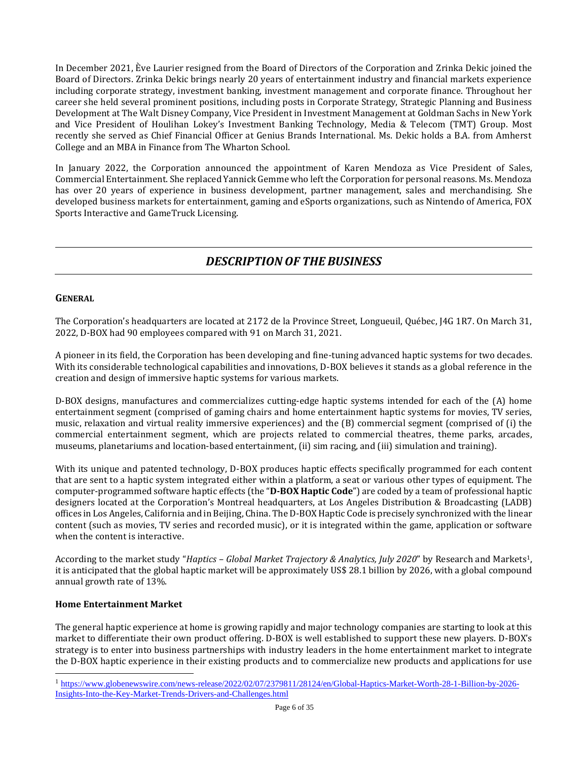In December 2021, Ève Laurier resigned from the Board of Directors of the Corporation and Zrinka Dekic joined the Board of Directors. Zrinka Dekic brings nearly 20 years of entertainment industry and financial markets experience including corporate strategy, investment banking, investment management and corporate finance. Throughout her career she held several prominent positions, including posts in Corporate Strategy, Strategic Planning and Business Development at The Walt Disney Company, Vice President in Investment Management at Goldman Sachs in New York and Vice President of Houlihan Lokey's Investment Banking Technology, Media & Telecom (TMT) Group. Most recently she served as Chief Financial Officer at Genius Brands International. Ms. Dekic holds a B.A. from Amherst College and an MBA in Finance from The Wharton School.

In January 2022, the Corporation announced the appointment of Karen Mendoza as Vice President of Sales, Commercial Entertainment. She replaced Yannick Gemme who left the Corporation for personal reasons. Ms. Mendoza has over 20 years of experience in business development, partner management, sales and merchandising. She developed business markets for entertainment, gaming and eSports organizations, such as Nintendo of America, FOX Sports Interactive and GameTruck Licensing.

# *DESCRIPTION OF THE BUSINESS*

## GENERAL

The Corporation's headquarters are located at 2172 de la Province Street, Longueuil, Québec, J4G 1R7. On March 31, 2022, D-BOX had 90 employees compared with 91 on March 31, 2021.

A pioneer in its field, the Corporation has been developing and fine-tuning advanced haptic systems for two decades. With its considerable technological capabilities and innovations, D-BOX believes it stands as a global reference in the creation and design of immersive haptic systems for various markets.

D-BOX designs, manufactures and commercializes cutting-edge haptic systems intended for each of the (A) home entertainment segment (comprised of gaming chairs and home entertainment haptic systems for movies, TV series, music, relaxation and virtual reality immersive experiences) and the (B) commercial segment (comprised of (i) the commercial entertainment segment, which are projects related to commercial theatres, theme parks, arcades, museums, planetariums and location-based entertainment, (ii) sim racing, and (iii) simulation and training).

With its unique and patented technology, D-BOX produces haptic effects specifically programmed for each content that are sent to a haptic system integrated either within a platform, a seat or various other types of equipment. The computer-programmed software haptic effects (the "**D-BOX Haptic Code**") are coded by a team of professional haptic designers located at the Corporation's Montreal headquarters, at Los Angeles Distribution & Broadcasting (LADB) offices in Los Angeles, California and in Beijing, China. The D-BOX Haptic Code is precisely synchronized with the linear content (such as movies, TV series and recorded music), or it is integrated within the game, application or software when the content is interactive.

According to the market study "*Haptics – Global Market Trajectory & Analytics, July 2020*" by Research and Markets[1], it is anticipated that the global haptic market will be approximately US$ 28.1 billion by 2026, with a global compound annual growth rate of 13%.

### Home Entertainment Market

The general haptic experience at home is growing rapidly and major technology companies are starting to look at this market to differentiate their own product offering. D-BOX is well established to support these new players. D-BOX's strategy is to enter into business partnerships with industry leaders in the home entertainment market to integrate the D-BOX haptic experience in their existing products and to commercialize new products and applications for use

---

[1] https://www.globenewswire.com/news-release/2022/02/07/2379811/28124/en/Global-Haptics-Market-Worth-28-1-Billion-by-2026-Insights-Into-the-Key-Market-Trends-Drivers-and-Challenges.html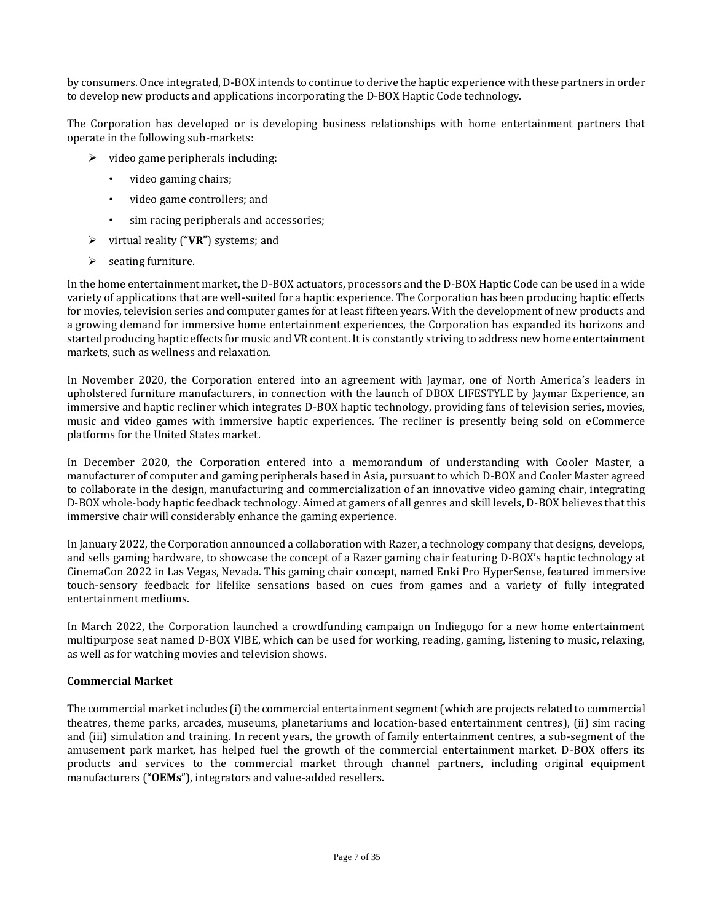by consumers. Once integrated, D-BOX intends to continue to derive the haptic experience with these partners in order to develop new products and applications incorporating the D-BOX Haptic Code technology.

The Corporation has developed or is developing business relationships with home entertainment partners that operate in the following sub-markets:

- video game peripherals including:
  - video gaming chairs;
  - video game controllers; and
  - sim racing peripherals and accessories;
- virtual reality ("**VR**") systems; and
- seating furniture.

In the home entertainment market, the D-BOX actuators, processors and the D-BOX Haptic Code can be used in a wide variety of applications that are well-suited for a haptic experience. The Corporation has been producing haptic effects for movies, television series and computer games for at least fifteen years. With the development of new products and a growing demand for immersive home entertainment experiences, the Corporation has expanded its horizons and started producing haptic effects for music and VR content. It is constantly striving to address new home entertainment markets, such as wellness and relaxation.

In November 2020, the Corporation entered into an agreement with Jaymar, one of North America's leaders in upholstered furniture manufacturers, in connection with the launch of DBOX LIFESTYLE by Jaymar Experience, an immersive and haptic recliner which integrates D-BOX haptic technology, providing fans of television series, movies, music and video games with immersive haptic experiences. The recliner is presently being sold on eCommerce platforms for the United States market.

In December 2020, the Corporation entered into a memorandum of understanding with Cooler Master, a manufacturer of computer and gaming peripherals based in Asia, pursuant to which D-BOX and Cooler Master agreed to collaborate in the design, manufacturing and commercialization of an innovative video gaming chair, integrating D-BOX whole-body haptic feedback technology. Aimed at gamers of all genres and skill levels, D-BOX believes that this immersive chair will considerably enhance the gaming experience.

In January 2022, the Corporation announced a collaboration with Razer, a technology company that designs, develops, and sells gaming hardware, to showcase the concept of a Razer gaming chair featuring D-BOX's haptic technology at CinemaCon 2022 in Las Vegas, Nevada. This gaming chair concept, named Enki Pro HyperSense, featured immersive touch-sensory feedback for lifelike sensations based on cues from games and a variety of fully integrated entertainment mediums.

In March 2022, the Corporation launched a crowdfunding campaign on Indiegogo for a new home entertainment multipurpose seat named D-BOX VIBE, which can be used for working, reading, gaming, listening to music, relaxing, as well as for watching movies and television shows.

**Commercial Market**

The commercial market includes (i) the commercial entertainment segment (which are projects related to commercial theatres, theme parks, arcades, museums, planetariums and location-based entertainment centres), (ii) sim racing and (iii) simulation and training. In recent years, the growth of family entertainment centres, a sub-segment of the amusement park market, has helped fuel the growth of the commercial entertainment market. D-BOX offers its products and services to the commercial market through channel partners, including original equipment manufacturers ("**OEMs**"), integrators and value-added resellers.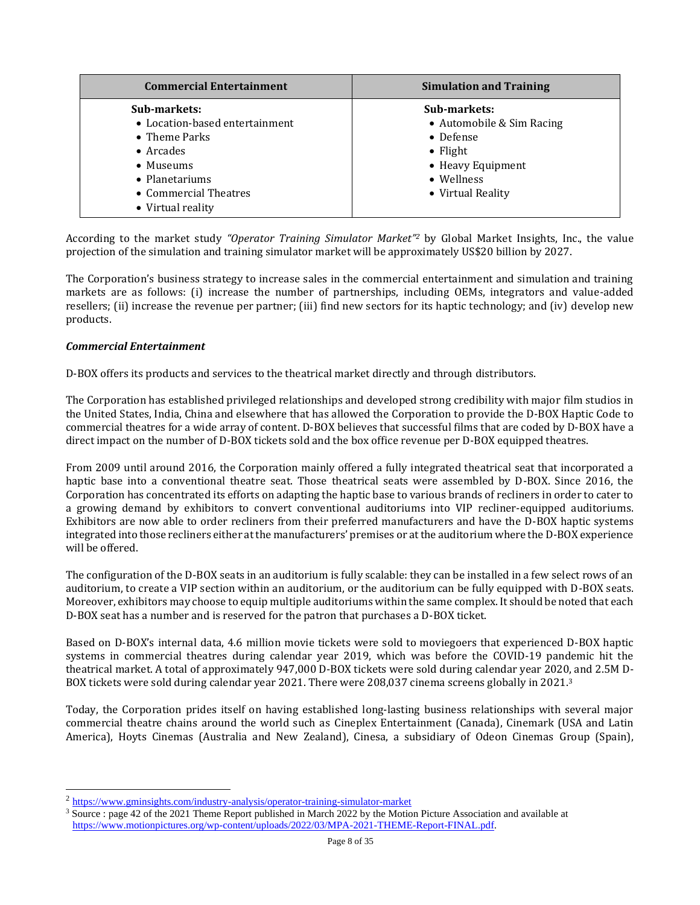| Commercial Entertainment | Simulation and Training |
|---|---|
| **Sub-markets:**<br>• Location-based entertainment<br>• Theme Parks<br>• Arcades<br>• Museums<br>• Planetariums<br>• Commercial Theatres<br>• Virtual reality | **Sub-markets:**<br>• Automobile & Sim Racing<br>• Defense<br>• Flight<br>• Heavy Equipment<br>• Wellness<br>• Virtual Reality |

According to the market study *"Operator Training Simulator Market"*[2] by Global Market Insights, Inc., the value projection of the simulation and training simulator market will be approximately US$20 billion by 2027.

The Corporation's business strategy to increase sales in the commercial entertainment and simulation and training markets are as follows: (i) increase the number of partnerships, including OEMs, integrators and value-added resellers; (ii) increase the revenue per partner; (iii) find new sectors for its haptic technology; and (iv) develop new products.

***Commercial Entertainment***

D-BOX offers its products and services to the theatrical market directly and through distributors.

The Corporation has established privileged relationships and developed strong credibility with major film studios in the United States, India, China and elsewhere that has allowed the Corporation to provide the D-BOX Haptic Code to commercial theatres for a wide array of content. D-BOX believes that successful films that are coded by D-BOX have a direct impact on the number of D-BOX tickets sold and the box office revenue per D-BOX equipped theatres.

From 2009 until around 2016, the Corporation mainly offered a fully integrated theatrical seat that incorporated a haptic base into a conventional theatre seat. Those theatrical seats were assembled by D-BOX. Since 2016, the Corporation has concentrated its efforts on adapting the haptic base to various brands of recliners in order to cater to a growing demand by exhibitors to convert conventional auditoriums into VIP recliner-equipped auditoriums. Exhibitors are now able to order recliners from their preferred manufacturers and have the D-BOX haptic systems integrated into those recliners either at the manufacturers' premises or at the auditorium where the D-BOX experience will be offered.

The configuration of the D-BOX seats in an auditorium is fully scalable: they can be installed in a few select rows of an auditorium, to create a VIP section within an auditorium, or the auditorium can be fully equipped with D-BOX seats. Moreover, exhibitors may choose to equip multiple auditoriums within the same complex. It should be noted that each D-BOX seat has a number and is reserved for the patron that purchases a D-BOX ticket.

Based on D-BOX's internal data, 4.6 million movie tickets were sold to moviegoers that experienced D-BOX haptic systems in commercial theatres during calendar year 2019, which was before the COVID-19 pandemic hit the theatrical market. A total of approximately 947,000 D-BOX tickets were sold during calendar year 2020, and 2.5M D-BOX tickets were sold during calendar year 2021. There were 208,037 cinema screens globally in 2021.[3]

Today, the Corporation prides itself on having established long-lasting business relationships with several major commercial theatre chains around the world such as Cineplex Entertainment (Canada), Cinemark (USA and Latin America), Hoyts Cinemas (Australia and New Zealand), Cinesa, a subsidiary of Odeon Cinemas Group (Spain),

---

[2] https://www.gminsights.com/industry-analysis/operator-training-simulator-market

[3] Source : page 42 of the 2021 Theme Report published in March 2022 by the Motion Picture Association and available at https://www.motionpictures.org/wp-content/uploads/2022/03/MPA-2021-THEME-Report-FINAL.pdf.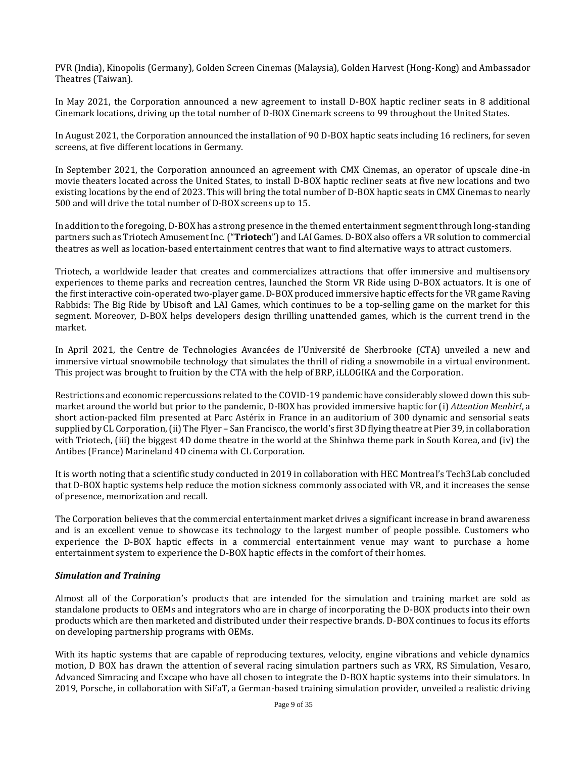PVR (India), Kinopolis (Germany), Golden Screen Cinemas (Malaysia), Golden Harvest (Hong-Kong) and Ambassador Theatres (Taiwan).

In May 2021, the Corporation announced a new agreement to install D-BOX haptic recliner seats in 8 additional Cinemark locations, driving up the total number of D-BOX Cinemark screens to 99 throughout the United States.

In August 2021, the Corporation announced the installation of 90 D-BOX haptic seats including 16 recliners, for seven screens, at five different locations in Germany.

In September 2021, the Corporation announced an agreement with CMX Cinemas, an operator of upscale dine-in movie theaters located across the United States, to install D-BOX haptic recliner seats at five new locations and two existing locations by the end of 2023. This will bring the total number of D-BOX haptic seats in CMX Cinemas to nearly 500 and will drive the total number of D-BOX screens up to 15.

In addition to the foregoing, D-BOX has a strong presence in the themed entertainment segment through long-standing partners such as Triotech Amusement Inc. ("**Triotech**") and LAI Games. D-BOX also offers a VR solution to commercial theatres as well as location-based entertainment centres that want to find alternative ways to attract customers.

Triotech, a worldwide leader that creates and commercializes attractions that offer immersive and multisensory experiences to theme parks and recreation centres, launched the Storm VR Ride using D-BOX actuators. It is one of the first interactive coin-operated two-player game. D-BOX produced immersive haptic effects for the VR game Raving Rabbids: The Big Ride by Ubisoft and LAI Games, which continues to be a top-selling game on the market for this segment. Moreover, D-BOX helps developers design thrilling unattended games, which is the current trend in the market.

In April 2021, the Centre de Technologies Avancées de l'Université de Sherbrooke (CTA) unveiled a new and immersive virtual snowmobile technology that simulates the thrill of riding a snowmobile in a virtual environment. This project was brought to fruition by the CTA with the help of BRP, iLLOGIKA and the Corporation.

Restrictions and economic repercussions related to the COVID-19 pandemic have considerably slowed down this sub-market around the world but prior to the pandemic, D-BOX has provided immersive haptic for (i) *Attention Menhir!*, a short action-packed film presented at Parc Astérix in France in an auditorium of 300 dynamic and sensorial seats supplied by CL Corporation, (ii) The Flyer – San Francisco, the world's first 3D flying theatre at Pier 39, in collaboration with Triotech, (iii) the biggest 4D dome theatre in the world at the Shinhwa theme park in South Korea, and (iv) the Antibes (France) Marineland 4D cinema with CL Corporation.

It is worth noting that a scientific study conducted in 2019 in collaboration with HEC Montreal's Tech3Lab concluded that D-BOX haptic systems help reduce the motion sickness commonly associated with VR, and it increases the sense of presence, memorization and recall.

The Corporation believes that the commercial entertainment market drives a significant increase in brand awareness and is an excellent venue to showcase its technology to the largest number of people possible. Customers who experience the D-BOX haptic effects in a commercial entertainment venue may want to purchase a home entertainment system to experience the D-BOX haptic effects in the comfort of their homes.

***Simulation and Training***

Almost all of the Corporation's products that are intended for the simulation and training market are sold as standalone products to OEMs and integrators who are in charge of incorporating the D-BOX products into their own products which are then marketed and distributed under their respective brands. D-BOX continues to focus its efforts on developing partnership programs with OEMs.

With its haptic systems that are capable of reproducing textures, velocity, engine vibrations and vehicle dynamics motion, D BOX has drawn the attention of several racing simulation partners such as VRX, RS Simulation, Vesaro, Advanced Simracing and Excape who have all chosen to integrate the D-BOX haptic systems into their simulators. In 2019, Porsche, in collaboration with SiFaT, a German-based training simulation provider, unveiled a realistic driving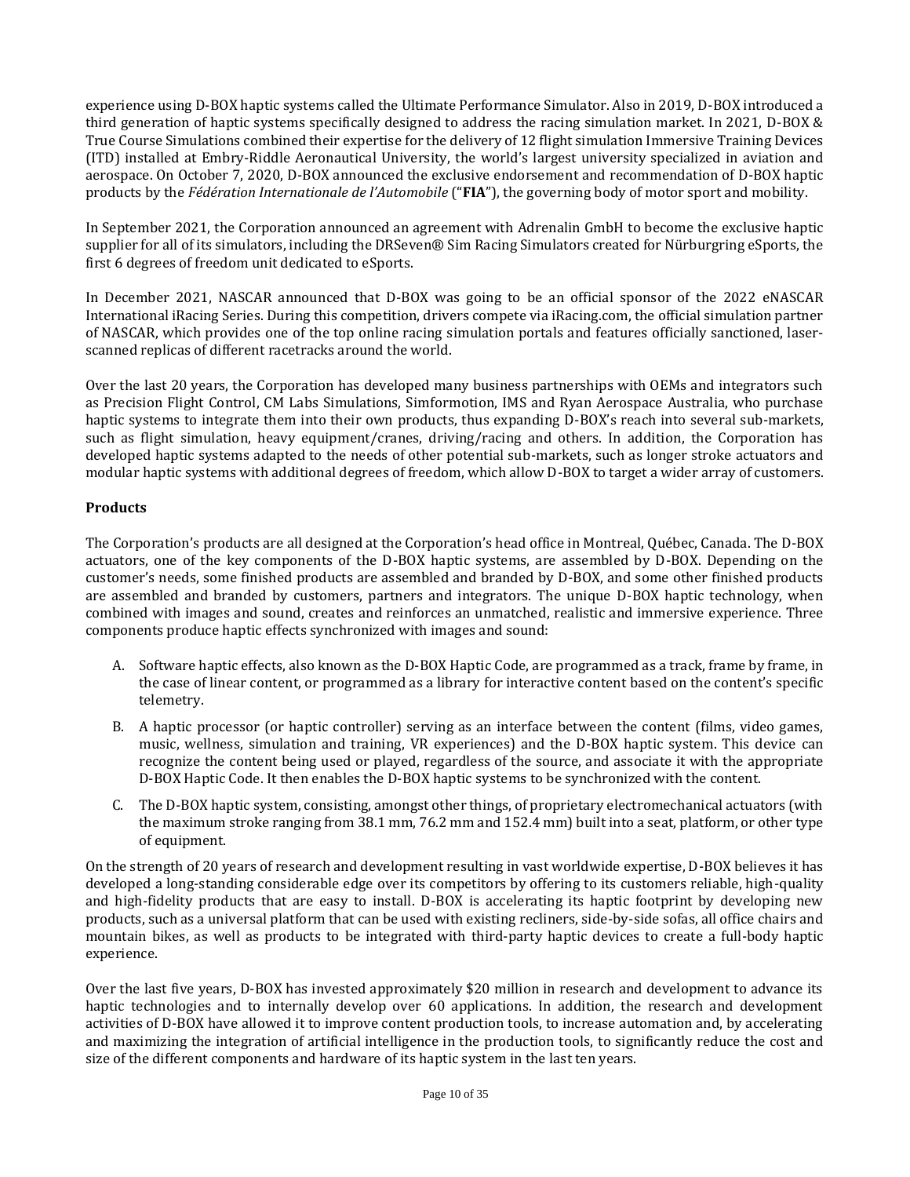experience using D-BOX haptic systems called the Ultimate Performance Simulator. Also in 2019, D-BOX introduced a third generation of haptic systems specifically designed to address the racing simulation market. In 2021, D-BOX & True Course Simulations combined their expertise for the delivery of 12 flight simulation Immersive Training Devices (ITD) installed at Embry-Riddle Aeronautical University, the world's largest university specialized in aviation and aerospace. On October 7, 2020, D-BOX announced the exclusive endorsement and recommendation of D-BOX haptic products by the *Fédération Internationale de l'Automobile* ("**FIA**"), the governing body of motor sport and mobility.

In September 2021, the Corporation announced an agreement with Adrenalin GmbH to become the exclusive haptic supplier for all of its simulators, including the DRSeven® Sim Racing Simulators created for Nürburgring eSports, the first 6 degrees of freedom unit dedicated to eSports.

In December 2021, NASCAR announced that D-BOX was going to be an official sponsor of the 2022 eNASCAR International iRacing Series. During this competition, drivers compete via iRacing.com, the official simulation partner of NASCAR, which provides one of the top online racing simulation portals and features officially sanctioned, laser-scanned replicas of different racetracks around the world.

Over the last 20 years, the Corporation has developed many business partnerships with OEMs and integrators such as Precision Flight Control, CM Labs Simulations, Simformotion, IMS and Ryan Aerospace Australia, who purchase haptic systems to integrate them into their own products, thus expanding D-BOX's reach into several sub-markets, such as flight simulation, heavy equipment/cranes, driving/racing and others. In addition, the Corporation has developed haptic systems adapted to the needs of other potential sub-markets, such as longer stroke actuators and modular haptic systems with additional degrees of freedom, which allow D-BOX to target a wider array of customers.

**Products**

The Corporation's products are all designed at the Corporation's head office in Montreal, Québec, Canada. The D-BOX actuators, one of the key components of the D-BOX haptic systems, are assembled by D-BOX. Depending on the customer's needs, some finished products are assembled and branded by D-BOX, and some other finished products are assembled and branded by customers, partners and integrators. The unique D-BOX haptic technology, when combined with images and sound, creates and reinforces an unmatched, realistic and immersive experience. Three components produce haptic effects synchronized with images and sound:

A. Software haptic effects, also known as the D-BOX Haptic Code, are programmed as a track, frame by frame, in the case of linear content, or programmed as a library for interactive content based on the content's specific telemetry.

B. A haptic processor (or haptic controller) serving as an interface between the content (films, video games, music, wellness, simulation and training, VR experiences) and the D-BOX haptic system. This device can recognize the content being used or played, regardless of the source, and associate it with the appropriate D-BOX Haptic Code. It then enables the D-BOX haptic systems to be synchronized with the content.

C. The D-BOX haptic system, consisting, amongst other things, of proprietary electromechanical actuators (with the maximum stroke ranging from 38.1 mm, 76.2 mm and 152.4 mm) built into a seat, platform, or other type of equipment.

On the strength of 20 years of research and development resulting in vast worldwide expertise, D-BOX believes it has developed a long-standing considerable edge over its competitors by offering to its customers reliable, high-quality and high-fidelity products that are easy to install. D-BOX is accelerating its haptic footprint by developing new products, such as a universal platform that can be used with existing recliners, side-by-side sofas, all office chairs and mountain bikes, as well as products to be integrated with third-party haptic devices to create a full-body haptic experience.

Over the last five years, D-BOX has invested approximately $20 million in research and development to advance its haptic technologies and to internally develop over 60 applications. In addition, the research and development activities of D-BOX have allowed it to improve content production tools, to increase automation and, by accelerating and maximizing the integration of artificial intelligence in the production tools, to significantly reduce the cost and size of the different components and hardware of its haptic system in the last ten years.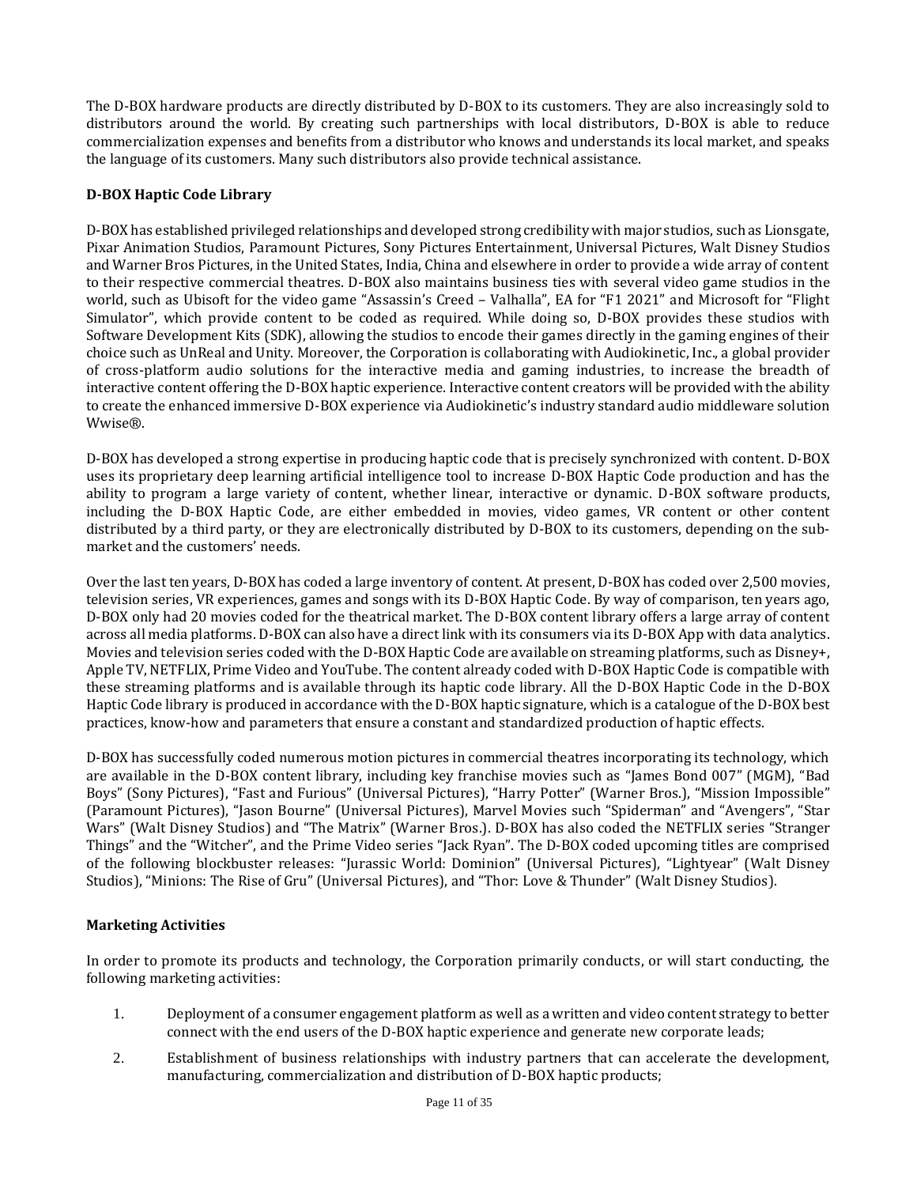The D-BOX hardware products are directly distributed by D-BOX to its customers. They are also increasingly sold to distributors around the world. By creating such partnerships with local distributors, D-BOX is able to reduce commercialization expenses and benefits from a distributor who knows and understands its local market, and speaks the language of its customers. Many such distributors also provide technical assistance.

**D-BOX Haptic Code Library**

D-BOX has established privileged relationships and developed strong credibility with major studios, such as Lionsgate, Pixar Animation Studios, Paramount Pictures, Sony Pictures Entertainment, Universal Pictures, Walt Disney Studios and Warner Bros Pictures, in the United States, India, China and elsewhere in order to provide a wide array of content to their respective commercial theatres. D-BOX also maintains business ties with several video game studios in the world, such as Ubisoft for the video game "Assassin's Creed – Valhalla", EA for "F1 2021" and Microsoft for "Flight Simulator", which provide content to be coded as required. While doing so, D-BOX provides these studios with Software Development Kits (SDK), allowing the studios to encode their games directly in the gaming engines of their choice such as UnReal and Unity. Moreover, the Corporation is collaborating with Audiokinetic, Inc., a global provider of cross-platform audio solutions for the interactive media and gaming industries, to increase the breadth of interactive content offering the D-BOX haptic experience. Interactive content creators will be provided with the ability to create the enhanced immersive D-BOX experience via Audiokinetic's industry standard audio middleware solution Wwise®.

D-BOX has developed a strong expertise in producing haptic code that is precisely synchronized with content. D-BOX uses its proprietary deep learning artificial intelligence tool to increase D-BOX Haptic Code production and has the ability to program a large variety of content, whether linear, interactive or dynamic. D-BOX software products, including the D-BOX Haptic Code, are either embedded in movies, video games, VR content or other content distributed by a third party, or they are electronically distributed by D-BOX to its customers, depending on the sub-market and the customers' needs.

Over the last ten years, D-BOX has coded a large inventory of content. At present, D-BOX has coded over 2,500 movies, television series, VR experiences, games and songs with its D-BOX Haptic Code. By way of comparison, ten years ago, D-BOX only had 20 movies coded for the theatrical market. The D-BOX content library offers a large array of content across all media platforms. D-BOX can also have a direct link with its consumers via its D-BOX App with data analytics. Movies and television series coded with the D-BOX Haptic Code are available on streaming platforms, such as Disney+, Apple TV, NETFLIX, Prime Video and YouTube. The content already coded with D-BOX Haptic Code is compatible with these streaming platforms and is available through its haptic code library. All the D-BOX Haptic Code in the D-BOX Haptic Code library is produced in accordance with the D-BOX haptic signature, which is a catalogue of the D-BOX best practices, know-how and parameters that ensure a constant and standardized production of haptic effects.

D-BOX has successfully coded numerous motion pictures in commercial theatres incorporating its technology, which are available in the D-BOX content library, including key franchise movies such as "James Bond 007" (MGM), "Bad Boys" (Sony Pictures), "Fast and Furious" (Universal Pictures), "Harry Potter" (Warner Bros.), "Mission Impossible" (Paramount Pictures), "Jason Bourne" (Universal Pictures), Marvel Movies such "Spiderman" and "Avengers", "Star Wars" (Walt Disney Studios) and "The Matrix" (Warner Bros.). D-BOX has also coded the NETFLIX series "Stranger Things" and the "Witcher", and the Prime Video series "Jack Ryan". The D-BOX coded upcoming titles are comprised of the following blockbuster releases: "Jurassic World: Dominion" (Universal Pictures), "Lightyear" (Walt Disney Studios), "Minions: The Rise of Gru" (Universal Pictures), and "Thor: Love & Thunder" (Walt Disney Studios).

**Marketing Activities**

In order to promote its products and technology, the Corporation primarily conducts, or will start conducting, the following marketing activities:

1. Deployment of a consumer engagement platform as well as a written and video content strategy to better connect with the end users of the D-BOX haptic experience and generate new corporate leads;
2. Establishment of business relationships with industry partners that can accelerate the development, manufacturing, commercialization and distribution of D-BOX haptic products;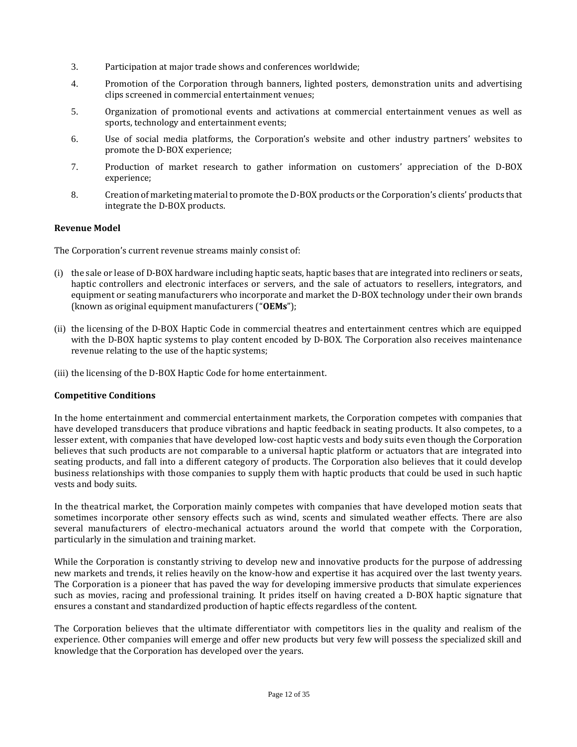3. Participation at major trade shows and conferences worldwide;
4. Promotion of the Corporation through banners, lighted posters, demonstration units and advertising clips screened in commercial entertainment venues;
5. Organization of promotional events and activations at commercial entertainment venues as well as sports, technology and entertainment events;
6. Use of social media platforms, the Corporation's website and other industry partners' websites to promote the D-BOX experience;
7. Production of market research to gather information on customers' appreciation of the D-BOX experience;
8. Creation of marketing material to promote the D-BOX products or the Corporation's clients' products that integrate the D-BOX products.

**Revenue Model**

The Corporation's current revenue streams mainly consist of:

(i) the sale or lease of D-BOX hardware including haptic seats, haptic bases that are integrated into recliners or seats, haptic controllers and electronic interfaces or servers, and the sale of actuators to resellers, integrators, and equipment or seating manufacturers who incorporate and market the D-BOX technology under their own brands (known as original equipment manufacturers ("**OEMs**");

(ii) the licensing of the D-BOX Haptic Code in commercial theatres and entertainment centres which are equipped with the D-BOX haptic systems to play content encoded by D-BOX. The Corporation also receives maintenance revenue relating to the use of the haptic systems;

(iii) the licensing of the D-BOX Haptic Code for home entertainment.

**Competitive Conditions**

In the home entertainment and commercial entertainment markets, the Corporation competes with companies that have developed transducers that produce vibrations and haptic feedback in seating products. It also competes, to a lesser extent, with companies that have developed low-cost haptic vests and body suits even though the Corporation believes that such products are not comparable to a universal haptic platform or actuators that are integrated into seating products, and fall into a different category of products. The Corporation also believes that it could develop business relationships with those companies to supply them with haptic products that could be used in such haptic vests and body suits.

In the theatrical market, the Corporation mainly competes with companies that have developed motion seats that sometimes incorporate other sensory effects such as wind, scents and simulated weather effects. There are also several manufacturers of electro-mechanical actuators around the world that compete with the Corporation, particularly in the simulation and training market.

While the Corporation is constantly striving to develop new and innovative products for the purpose of addressing new markets and trends, it relies heavily on the know-how and expertise it has acquired over the last twenty years. The Corporation is a pioneer that has paved the way for developing immersive products that simulate experiences such as movies, racing and professional training. It prides itself on having created a D-BOX haptic signature that ensures a constant and standardized production of haptic effects regardless of the content.

The Corporation believes that the ultimate differentiator with competitors lies in the quality and realism of the experience. Other companies will emerge and offer new products but very few will possess the specialized skill and knowledge that the Corporation has developed over the years.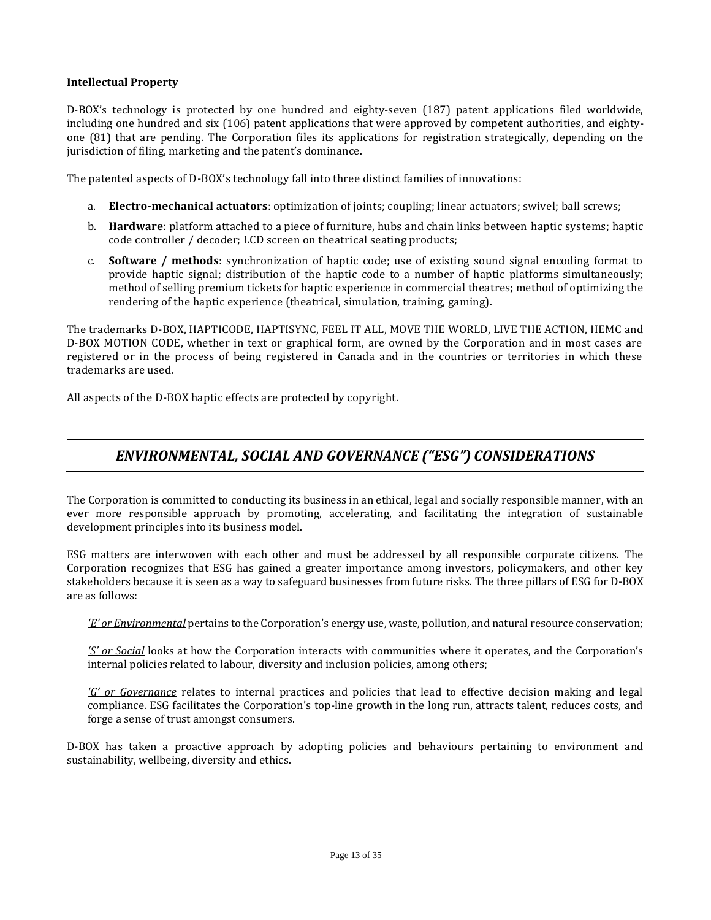**Intellectual Property**

D-BOX's technology is protected by one hundred and eighty-seven (187) patent applications filed worldwide, including one hundred and six (106) patent applications that were approved by competent authorities, and eighty-one (81) that are pending. The Corporation files its applications for registration strategically, depending on the jurisdiction of filing, marketing and the patent's dominance.

The patented aspects of D-BOX's technology fall into three distinct families of innovations:

a. **Electro-mechanical actuators**: optimization of joints; coupling; linear actuators; swivel; ball screws;
b. **Hardware**: platform attached to a piece of furniture, hubs and chain links between haptic systems; haptic code controller / decoder; LCD screen on theatrical seating products;
c. **Software / methods**: synchronization of haptic code; use of existing sound signal encoding format to provide haptic signal; distribution of the haptic code to a number of haptic platforms simultaneously; method of selling premium tickets for haptic experience in commercial theatres; method of optimizing the rendering of the haptic experience (theatrical, simulation, training, gaming).

The trademarks D-BOX, HAPTICODE, HAPTISYNC, FEEL IT ALL, MOVE THE WORLD, LIVE THE ACTION, HEMC and D-BOX MOTION CODE, whether in text or graphical form, are owned by the Corporation and in most cases are registered or in the process of being registered in Canada and in the countries or territories in which these trademarks are used.

All aspects of the D-BOX haptic effects are protected by copyright.

## *ENVIRONMENTAL, SOCIAL AND GOVERNANCE ("ESG") CONSIDERATIONS*

The Corporation is committed to conducting its business in an ethical, legal and socially responsible manner, with an ever more responsible approach by promoting, accelerating, and facilitating the integration of sustainable development principles into its business model.

ESG matters are interwoven with each other and must be addressed by all responsible corporate citizens. The Corporation recognizes that ESG has gained a greater importance among investors, policymakers, and other key stakeholders because it is seen as a way to safeguard businesses from future risks. The three pillars of ESG for D-BOX are as follows:

*'E' or Environmental* pertains to the Corporation's energy use, waste, pollution, and natural resource conservation;

*'S' or Social* looks at how the Corporation interacts with communities where it operates, and the Corporation's internal policies related to labour, diversity and inclusion policies, among others;

*'G' or Governance* relates to internal practices and policies that lead to effective decision making and legal compliance. ESG facilitates the Corporation's top-line growth in the long run, attracts talent, reduces costs, and forge a sense of trust amongst consumers.

D-BOX has taken a proactive approach by adopting policies and behaviours pertaining to environment and sustainability, wellbeing, diversity and ethics.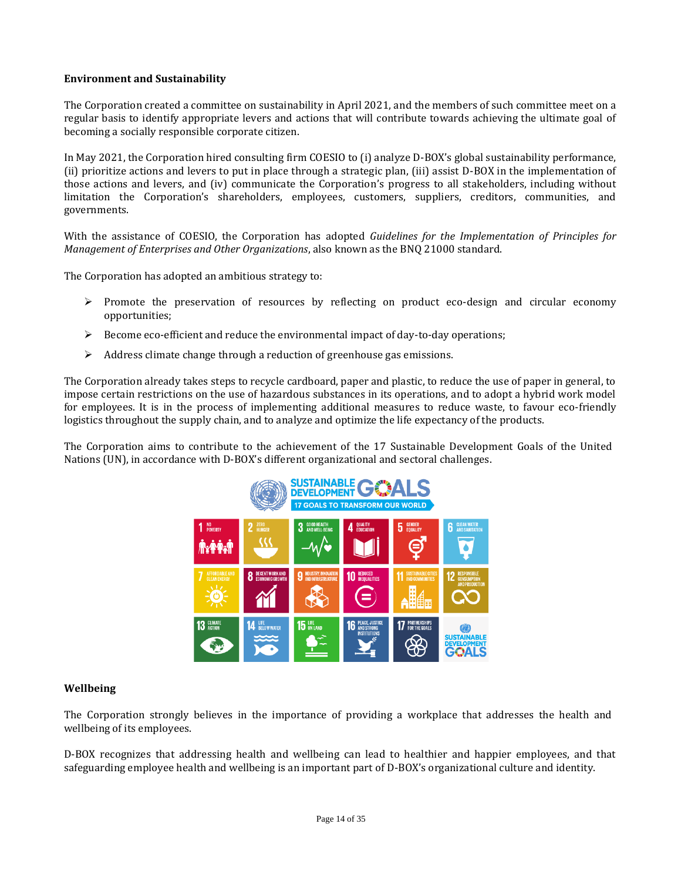**Environment and Sustainability**

The Corporation created a committee on sustainability in April 2021, and the members of such committee meet on a regular basis to identify appropriate levers and actions that will contribute towards achieving the ultimate goal of becoming a socially responsible corporate citizen.

In May 2021, the Corporation hired consulting firm COESIO to (i) analyze D-BOX's global sustainability performance, (ii) prioritize actions and levers to put in place through a strategic plan, (iii) assist D-BOX in the implementation of those actions and levers, and (iv) communicate the Corporation's progress to all stakeholders, including without limitation the Corporation's shareholders, employees, customers, suppliers, creditors, communities, and governments.

With the assistance of COESIO, the Corporation has adopted *Guidelines for the Implementation of Principles for Management of Enterprises and Other Organizations*, also known as the BNQ 21000 standard.

The Corporation has adopted an ambitious strategy to:

- Promote the preservation of resources by reflecting on product eco-design and circular economy opportunities;
- Become eco-efficient and reduce the environmental impact of day-to-day operations;
- Address climate change through a reduction of greenhouse gas emissions.

The Corporation already takes steps to recycle cardboard, paper and plastic, to reduce the use of paper in general, to impose certain restrictions on the use of hazardous substances in its operations, and to adopt a hybrid work model for employees. It is in the process of implementing additional measures to reduce waste, to favour eco-friendly logistics throughout the supply chain, and to analyze and optimize the life expectancy of the products.

The Corporation aims to contribute to the achievement of the 17 Sustainable Development Goals of the United Nations (UN), in accordance with D-BOX's different organizational and sectoral challenges.

**Wellbeing**

The Corporation strongly believes in the importance of providing a workplace that addresses the health and wellbeing of its employees.

D-BOX recognizes that addressing health and wellbeing can lead to healthier and happier employees, and that safeguarding employee health and wellbeing is an important part of D-BOX's organizational culture and identity.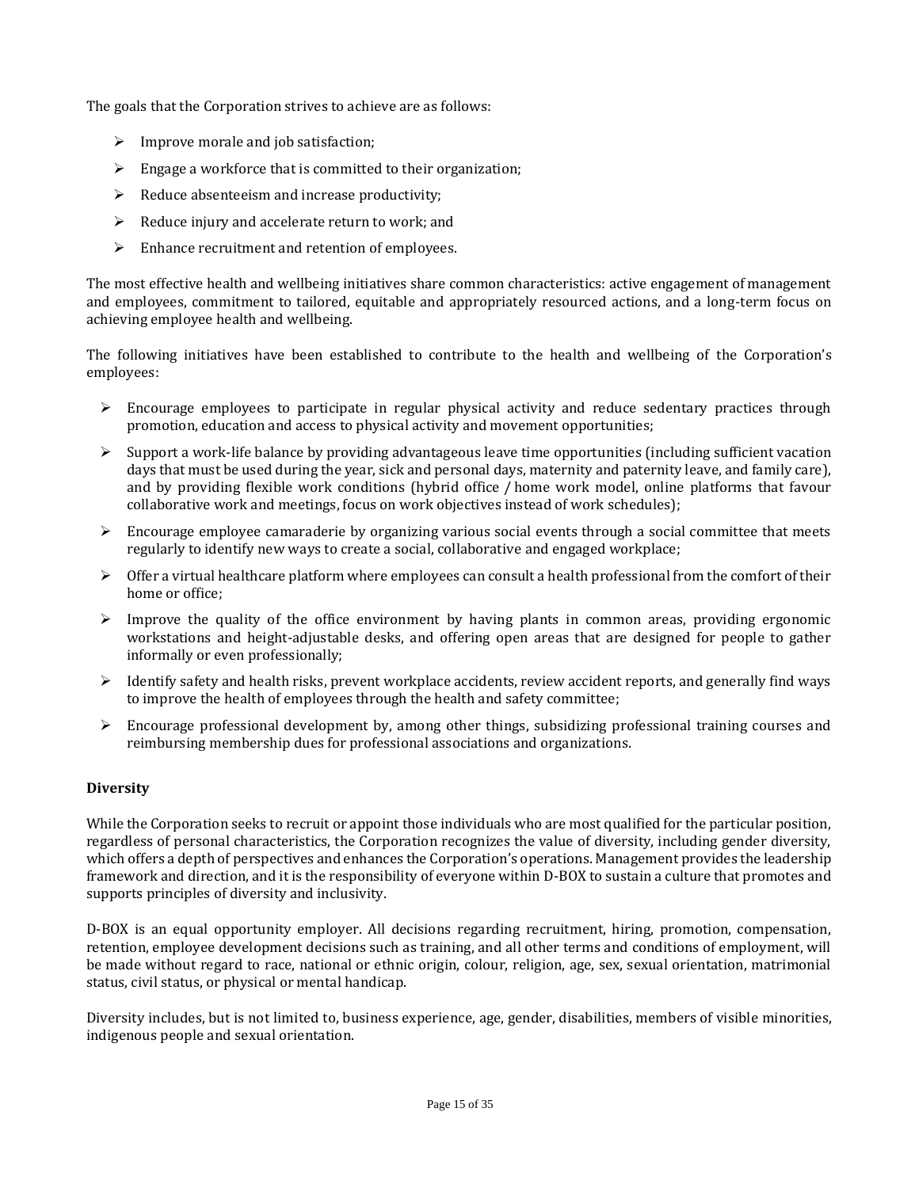The goals that the Corporation strives to achieve are as follows:

- Improve morale and job satisfaction;
- Engage a workforce that is committed to their organization;
- Reduce absenteeism and increase productivity;
- Reduce injury and accelerate return to work; and
- Enhance recruitment and retention of employees.

The most effective health and wellbeing initiatives share common characteristics: active engagement of management and employees, commitment to tailored, equitable and appropriately resourced actions, and a long-term focus on achieving employee health and wellbeing.

The following initiatives have been established to contribute to the health and wellbeing of the Corporation's employees:

- Encourage employees to participate in regular physical activity and reduce sedentary practices through promotion, education and access to physical activity and movement opportunities;
- Support a work-life balance by providing advantageous leave time opportunities (including sufficient vacation days that must be used during the year, sick and personal days, maternity and paternity leave, and family care), and by providing flexible work conditions (hybrid office / home work model, online platforms that favour collaborative work and meetings, focus on work objectives instead of work schedules);
- Encourage employee camaraderie by organizing various social events through a social committee that meets regularly to identify new ways to create a social, collaborative and engaged workplace;
- Offer a virtual healthcare platform where employees can consult a health professional from the comfort of their home or office;
- Improve the quality of the office environment by having plants in common areas, providing ergonomic workstations and height-adjustable desks, and offering open areas that are designed for people to gather informally or even professionally;
- Identify safety and health risks, prevent workplace accidents, review accident reports, and generally find ways to improve the health of employees through the health and safety committee;
- Encourage professional development by, among other things, subsidizing professional training courses and reimbursing membership dues for professional associations and organizations.

**Diversity**

While the Corporation seeks to recruit or appoint those individuals who are most qualified for the particular position, regardless of personal characteristics, the Corporation recognizes the value of diversity, including gender diversity, which offers a depth of perspectives and enhances the Corporation's operations. Management provides the leadership framework and direction, and it is the responsibility of everyone within D-BOX to sustain a culture that promotes and supports principles of diversity and inclusivity.

D-BOX is an equal opportunity employer. All decisions regarding recruitment, hiring, promotion, compensation, retention, employee development decisions such as training, and all other terms and conditions of employment, will be made without regard to race, national or ethnic origin, colour, religion, age, sex, sexual orientation, matrimonial status, civil status, or physical or mental handicap.

Diversity includes, but is not limited to, business experience, age, gender, disabilities, members of visible minorities, indigenous people and sexual orientation.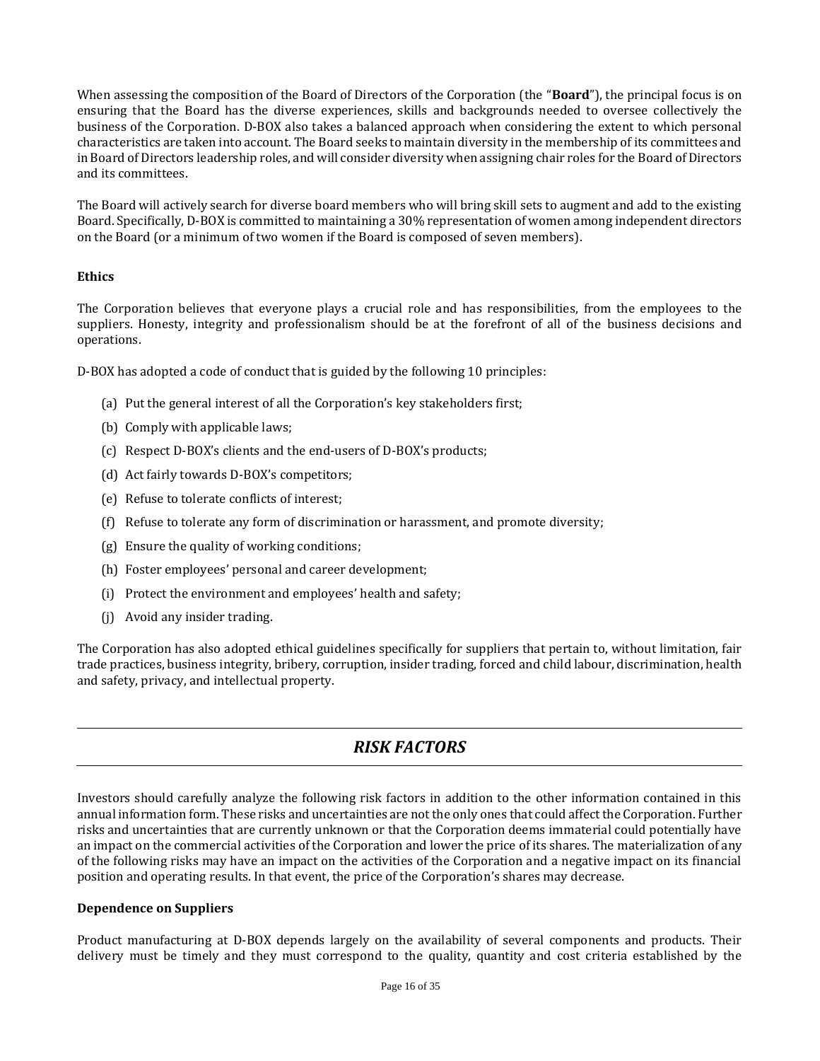When assessing the composition of the Board of Directors of the Corporation (the "**Board**"), the principal focus is on ensuring that the Board has the diverse experiences, skills and backgrounds needed to oversee collectively the business of the Corporation. D-BOX also takes a balanced approach when considering the extent to which personal characteristics are taken into account. The Board seeks to maintain diversity in the membership of its committees and in Board of Directors leadership roles, and will consider diversity when assigning chair roles for the Board of Directors and its committees.

The Board will actively search for diverse board members who will bring skill sets to augment and add to the existing Board. Specifically, D-BOX is committed to maintaining a 30% representation of women among independent directors on the Board (or a minimum of two women if the Board is composed of seven members).

### Ethics

The Corporation believes that everyone plays a crucial role and has responsibilities, from the employees to the suppliers. Honesty, integrity and professionalism should be at the forefront of all of the business decisions and operations.

D-BOX has adopted a code of conduct that is guided by the following 10 principles:

(a) Put the general interest of all the Corporation's key stakeholders first;

(b) Comply with applicable laws;

(c) Respect D-BOX's clients and the end-users of D-BOX's products;

(d) Act fairly towards D-BOX's competitors;

(e) Refuse to tolerate conflicts of interest;

(f) Refuse to tolerate any form of discrimination or harassment, and promote diversity;

(g) Ensure the quality of working conditions;

(h) Foster employees' personal and career development;

(i) Protect the environment and employees' health and safety;

(j) Avoid any insider trading.

The Corporation has also adopted ethical guidelines specifically for suppliers that pertain to, without limitation, fair trade practices, business integrity, bribery, corruption, insider trading, forced and child labour, discrimination, health and safety, privacy, and intellectual property.

## *RISK FACTORS*

Investors should carefully analyze the following risk factors in addition to the other information contained in this annual information form. These risks and uncertainties are not the only ones that could affect the Corporation. Further risks and uncertainties that are currently unknown or that the Corporation deems immaterial could potentially have an impact on the commercial activities of the Corporation and lower the price of its shares. The materialization of any of the following risks may have an impact on the activities of the Corporation and a negative impact on its financial position and operating results. In that event, the price of the Corporation's shares may decrease.

### Dependence on Suppliers

Product manufacturing at D-BOX depends largely on the availability of several components and products. Their delivery must be timely and they must correspond to the quality, quantity and cost criteria established by the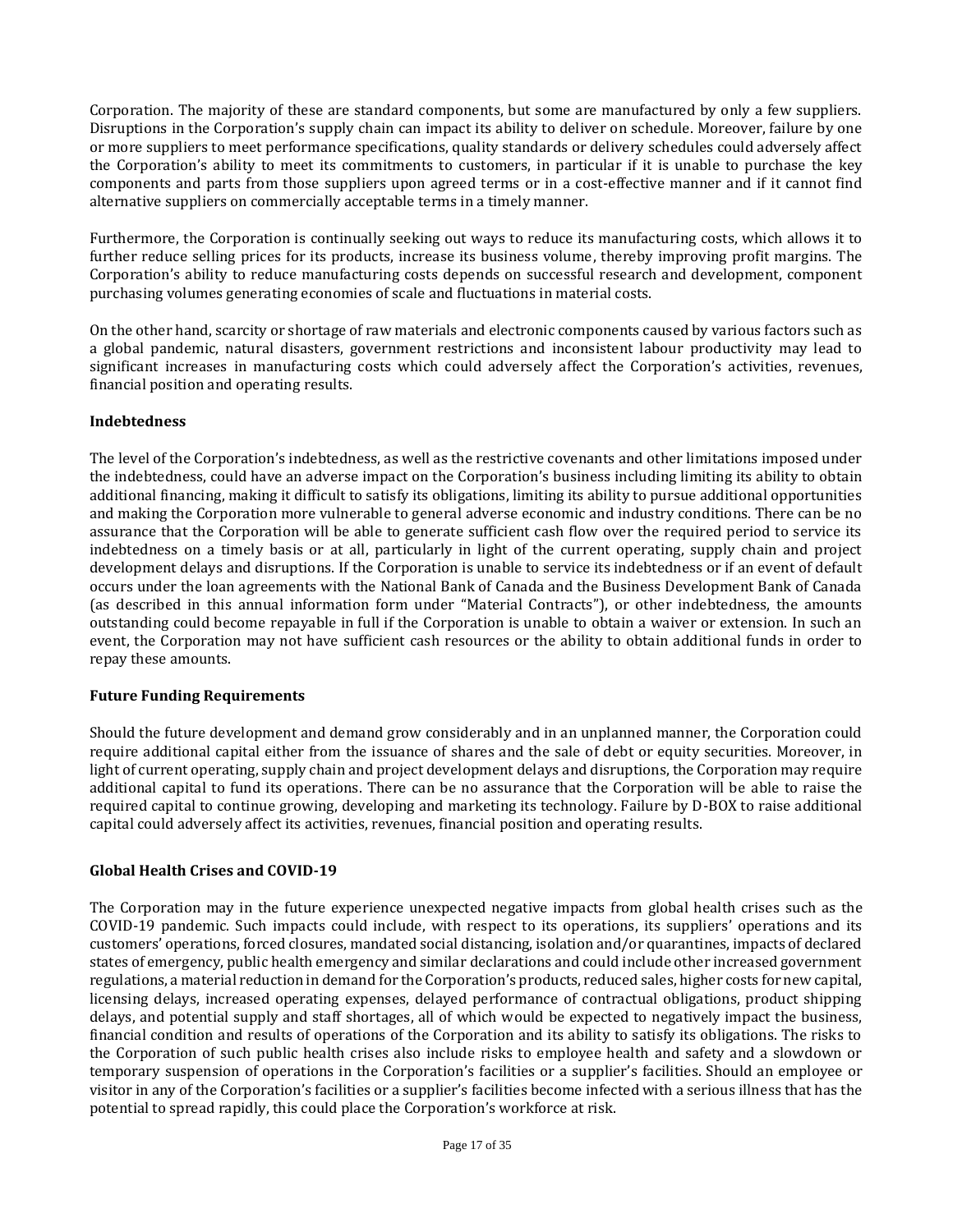Corporation. The majority of these are standard components, but some are manufactured by only a few suppliers. Disruptions in the Corporation's supply chain can impact its ability to deliver on schedule. Moreover, failure by one or more suppliers to meet performance specifications, quality standards or delivery schedules could adversely affect the Corporation's ability to meet its commitments to customers, in particular if it is unable to purchase the key components and parts from those suppliers upon agreed terms or in a cost-effective manner and if it cannot find alternative suppliers on commercially acceptable terms in a timely manner.

Furthermore, the Corporation is continually seeking out ways to reduce its manufacturing costs, which allows it to further reduce selling prices for its products, increase its business volume, thereby improving profit margins. The Corporation's ability to reduce manufacturing costs depends on successful research and development, component purchasing volumes generating economies of scale and fluctuations in material costs.

On the other hand, scarcity or shortage of raw materials and electronic components caused by various factors such as a global pandemic, natural disasters, government restrictions and inconsistent labour productivity may lead to significant increases in manufacturing costs which could adversely affect the Corporation's activities, revenues, financial position and operating results.

**Indebtedness**

The level of the Corporation's indebtedness, as well as the restrictive covenants and other limitations imposed under the indebtedness, could have an adverse impact on the Corporation's business including limiting its ability to obtain additional financing, making it difficult to satisfy its obligations, limiting its ability to pursue additional opportunities and making the Corporation more vulnerable to general adverse economic and industry conditions. There can be no assurance that the Corporation will be able to generate sufficient cash flow over the required period to service its indebtedness on a timely basis or at all, particularly in light of the current operating, supply chain and project development delays and disruptions. If the Corporation is unable to service its indebtedness or if an event of default occurs under the loan agreements with the National Bank of Canada and the Business Development Bank of Canada (as described in this annual information form under "Material Contracts"), or other indebtedness, the amounts outstanding could become repayable in full if the Corporation is unable to obtain a waiver or extension. In such an event, the Corporation may not have sufficient cash resources or the ability to obtain additional funds in order to repay these amounts.

**Future Funding Requirements**

Should the future development and demand grow considerably and in an unplanned manner, the Corporation could require additional capital either from the issuance of shares and the sale of debt or equity securities. Moreover, in light of current operating, supply chain and project development delays and disruptions, the Corporation may require additional capital to fund its operations. There can be no assurance that the Corporation will be able to raise the required capital to continue growing, developing and marketing its technology. Failure by D-BOX to raise additional capital could adversely affect its activities, revenues, financial position and operating results.

**Global Health Crises and COVID-19**

The Corporation may in the future experience unexpected negative impacts from global health crises such as the COVID-19 pandemic. Such impacts could include, with respect to its operations, its suppliers' operations and its customers' operations, forced closures, mandated social distancing, isolation and/or quarantines, impacts of declared states of emergency, public health emergency and similar declarations and could include other increased government regulations, a material reduction in demand for the Corporation's products, reduced sales, higher costs for new capital, licensing delays, increased operating expenses, delayed performance of contractual obligations, product shipping delays, and potential supply and staff shortages, all of which would be expected to negatively impact the business, financial condition and results of operations of the Corporation and its ability to satisfy its obligations. The risks to the Corporation of such public health crises also include risks to employee health and safety and a slowdown or temporary suspension of operations in the Corporation's facilities or a supplier's facilities. Should an employee or visitor in any of the Corporation's facilities or a supplier's facilities become infected with a serious illness that has the potential to spread rapidly, this could place the Corporation's workforce at risk.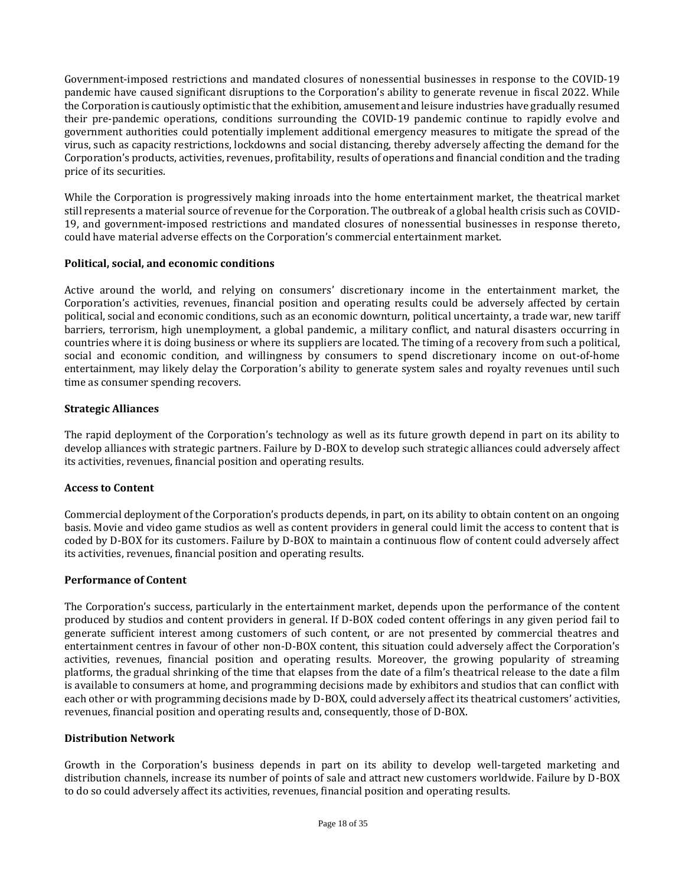Government-imposed restrictions and mandated closures of nonessential businesses in response to the COVID-19 pandemic have caused significant disruptions to the Corporation's ability to generate revenue in fiscal 2022. While the Corporation is cautiously optimistic that the exhibition, amusement and leisure industries have gradually resumed their pre-pandemic operations, conditions surrounding the COVID-19 pandemic continue to rapidly evolve and government authorities could potentially implement additional emergency measures to mitigate the spread of the virus, such as capacity restrictions, lockdowns and social distancing, thereby adversely affecting the demand for the Corporation's products, activities, revenues, profitability, results of operations and financial condition and the trading price of its securities.

While the Corporation is progressively making inroads into the home entertainment market, the theatrical market still represents a material source of revenue for the Corporation. The outbreak of a global health crisis such as COVID-19, and government-imposed restrictions and mandated closures of nonessential businesses in response thereto, could have material adverse effects on the Corporation's commercial entertainment market.

**Political, social, and economic conditions**

Active around the world, and relying on consumers' discretionary income in the entertainment market, the Corporation's activities, revenues, financial position and operating results could be adversely affected by certain political, social and economic conditions, such as an economic downturn, political uncertainty, a trade war, new tariff barriers, terrorism, high unemployment, a global pandemic, a military conflict, and natural disasters occurring in countries where it is doing business or where its suppliers are located. The timing of a recovery from such a political, social and economic condition, and willingness by consumers to spend discretionary income on out-of-home entertainment, may likely delay the Corporation's ability to generate system sales and royalty revenues until such time as consumer spending recovers.

**Strategic Alliances**

The rapid deployment of the Corporation's technology as well as its future growth depend in part on its ability to develop alliances with strategic partners. Failure by D-BOX to develop such strategic alliances could adversely affect its activities, revenues, financial position and operating results.

**Access to Content**

Commercial deployment of the Corporation's products depends, in part, on its ability to obtain content on an ongoing basis. Movie and video game studios as well as content providers in general could limit the access to content that is coded by D-BOX for its customers. Failure by D-BOX to maintain a continuous flow of content could adversely affect its activities, revenues, financial position and operating results.

**Performance of Content**

The Corporation's success, particularly in the entertainment market, depends upon the performance of the content produced by studios and content providers in general. If D-BOX coded content offerings in any given period fail to generate sufficient interest among customers of such content, or are not presented by commercial theatres and entertainment centres in favour of other non-D-BOX content, this situation could adversely affect the Corporation's activities, revenues, financial position and operating results. Moreover, the growing popularity of streaming platforms, the gradual shrinking of the time that elapses from the date of a film's theatrical release to the date a film is available to consumers at home, and programming decisions made by exhibitors and studios that can conflict with each other or with programming decisions made by D-BOX, could adversely affect its theatrical customers' activities, revenues, financial position and operating results and, consequently, those of D-BOX.

**Distribution Network**

Growth in the Corporation's business depends in part on its ability to develop well-targeted marketing and distribution channels, increase its number of points of sale and attract new customers worldwide. Failure by D-BOX to do so could adversely affect its activities, revenues, financial position and operating results.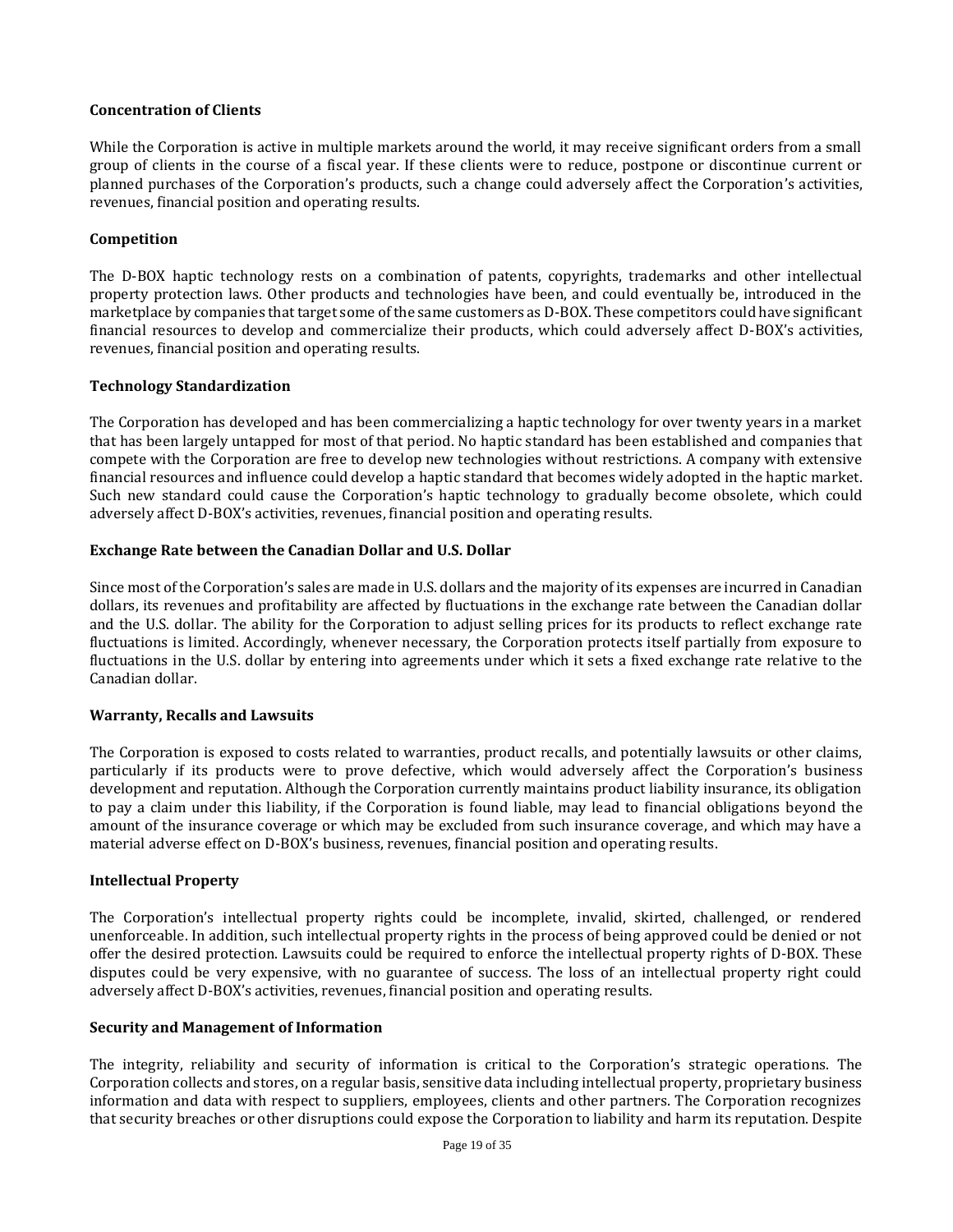**Concentration of Clients**

While the Corporation is active in multiple markets around the world, it may receive significant orders from a small group of clients in the course of a fiscal year. If these clients were to reduce, postpone or discontinue current or planned purchases of the Corporation's products, such a change could adversely affect the Corporation's activities, revenues, financial position and operating results.

**Competition**

The D-BOX haptic technology rests on a combination of patents, copyrights, trademarks and other intellectual property protection laws. Other products and technologies have been, and could eventually be, introduced in the marketplace by companies that target some of the same customers as D-BOX. These competitors could have significant financial resources to develop and commercialize their products, which could adversely affect D-BOX's activities, revenues, financial position and operating results.

**Technology Standardization**

The Corporation has developed and has been commercializing a haptic technology for over twenty years in a market that has been largely untapped for most of that period. No haptic standard has been established and companies that compete with the Corporation are free to develop new technologies without restrictions. A company with extensive financial resources and influence could develop a haptic standard that becomes widely adopted in the haptic market. Such new standard could cause the Corporation's haptic technology to gradually become obsolete, which could adversely affect D-BOX's activities, revenues, financial position and operating results.

**Exchange Rate between the Canadian Dollar and U.S. Dollar**

Since most of the Corporation's sales are made in U.S. dollars and the majority of its expenses are incurred in Canadian dollars, its revenues and profitability are affected by fluctuations in the exchange rate between the Canadian dollar and the U.S. dollar. The ability for the Corporation to adjust selling prices for its products to reflect exchange rate fluctuations is limited. Accordingly, whenever necessary, the Corporation protects itself partially from exposure to fluctuations in the U.S. dollar by entering into agreements under which it sets a fixed exchange rate relative to the Canadian dollar.

**Warranty, Recalls and Lawsuits**

The Corporation is exposed to costs related to warranties, product recalls, and potentially lawsuits or other claims, particularly if its products were to prove defective, which would adversely affect the Corporation's business development and reputation. Although the Corporation currently maintains product liability insurance, its obligation to pay a claim under this liability, if the Corporation is found liable, may lead to financial obligations beyond the amount of the insurance coverage or which may be excluded from such insurance coverage, and which may have a material adverse effect on D-BOX's business, revenues, financial position and operating results.

**Intellectual Property**

The Corporation's intellectual property rights could be incomplete, invalid, skirted, challenged, or rendered unenforceable. In addition, such intellectual property rights in the process of being approved could be denied or not offer the desired protection. Lawsuits could be required to enforce the intellectual property rights of D-BOX. These disputes could be very expensive, with no guarantee of success. The loss of an intellectual property right could adversely affect D-BOX's activities, revenues, financial position and operating results.

**Security and Management of Information**

The integrity, reliability and security of information is critical to the Corporation's strategic operations. The Corporation collects and stores, on a regular basis, sensitive data including intellectual property, proprietary business information and data with respect to suppliers, employees, clients and other partners. The Corporation recognizes that security breaches or other disruptions could expose the Corporation to liability and harm its reputation. Despite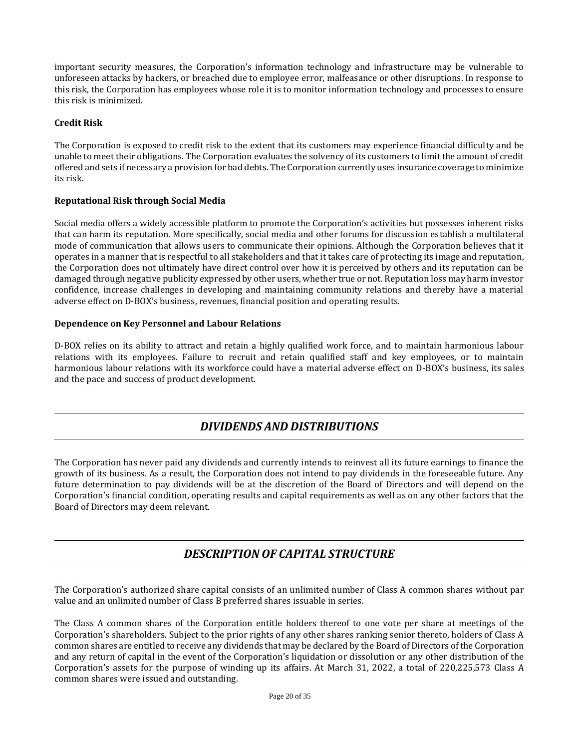important security measures, the Corporation's information technology and infrastructure may be vulnerable to unforeseen attacks by hackers, or breached due to employee error, malfeasance or other disruptions. In response to this risk, the Corporation has employees whose role it is to monitor information technology and processes to ensure this risk is minimized.

**Credit Risk**

The Corporation is exposed to credit risk to the extent that its customers may experience financial difficulty and be unable to meet their obligations. The Corporation evaluates the solvency of its customers to limit the amount of credit offered and sets if necessary a provision for bad debts. The Corporation currently uses insurance coverage to minimize its risk.

**Reputational Risk through Social Media**

Social media offers a widely accessible platform to promote the Corporation's activities but possesses inherent risks that can harm its reputation. More specifically, social media and other forums for discussion establish a multilateral mode of communication that allows users to communicate their opinions. Although the Corporation believes that it operates in a manner that is respectful to all stakeholders and that it takes care of protecting its image and reputation, the Corporation does not ultimately have direct control over how it is perceived by others and its reputation can be damaged through negative publicity expressed by other users, whether true or not. Reputation loss may harm investor confidence, increase challenges in developing and maintaining community relations and thereby have a material adverse effect on D-BOX's business, revenues, financial position and operating results.

**Dependence on Key Personnel and Labour Relations**

D-BOX relies on its ability to attract and retain a highly qualified work force, and to maintain harmonious labour relations with its employees. Failure to recruit and retain qualified staff and key employees, or to maintain harmonious labour relations with its workforce could have a material adverse effect on D-BOX's business, its sales and the pace and success of product development.

## *DIVIDENDS AND DISTRIBUTIONS*

The Corporation has never paid any dividends and currently intends to reinvest all its future earnings to finance the growth of its business. As a result, the Corporation does not intend to pay dividends in the foreseeable future. Any future determination to pay dividends will be at the discretion of the Board of Directors and will depend on the Corporation's financial condition, operating results and capital requirements as well as on any other factors that the Board of Directors may deem relevant.

## *DESCRIPTION OF CAPITAL STRUCTURE*

The Corporation's authorized share capital consists of an unlimited number of Class A common shares without par value and an unlimited number of Class B preferred shares issuable in series.

The Class A common shares of the Corporation entitle holders thereof to one vote per share at meetings of the Corporation's shareholders. Subject to the prior rights of any other shares ranking senior thereto, holders of Class A common shares are entitled to receive any dividends that may be declared by the Board of Directors of the Corporation and any return of capital in the event of the Corporation's liquidation or dissolution or any other distribution of the Corporation's assets for the purpose of winding up its affairs. At March 31, 2022, a total of 220,225,573 Class A common shares were issued and outstanding.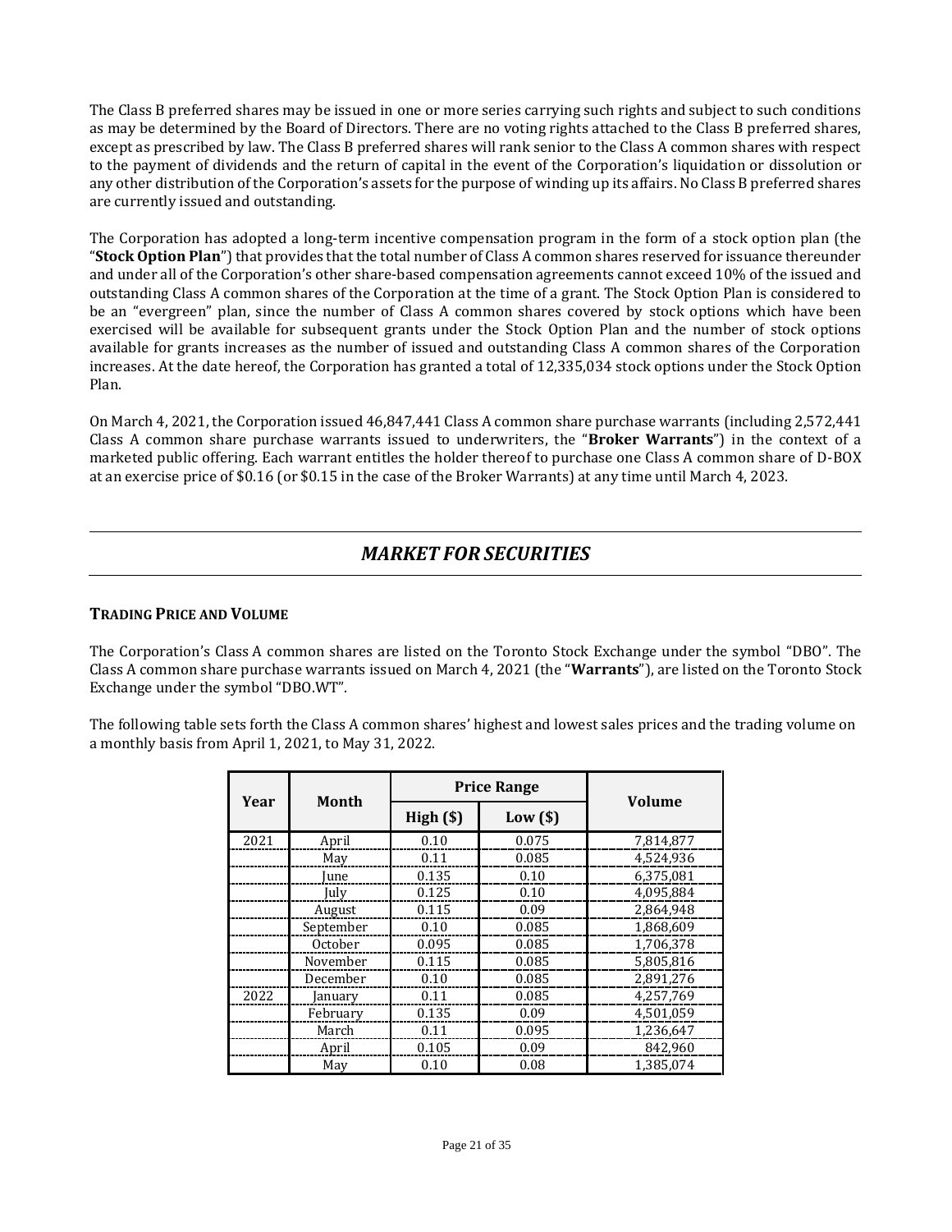The Class B preferred shares may be issued in one or more series carrying such rights and subject to such conditions as may be determined by the Board of Directors. There are no voting rights attached to the Class B preferred shares, except as prescribed by law. The Class B preferred shares will rank senior to the Class A common shares with respect to the payment of dividends and the return of capital in the event of the Corporation's liquidation or dissolution or any other distribution of the Corporation's assets for the purpose of winding up its affairs. No Class B preferred shares are currently issued and outstanding.

The Corporation has adopted a long-term incentive compensation program in the form of a stock option plan (the "**Stock Option Plan**") that provides that the total number of Class A common shares reserved for issuance thereunder and under all of the Corporation's other share-based compensation agreements cannot exceed 10% of the issued and outstanding Class A common shares of the Corporation at the time of a grant. The Stock Option Plan is considered to be an "evergreen" plan, since the number of Class A common shares covered by stock options which have been exercised will be available for subsequent grants under the Stock Option Plan and the number of stock options available for grants increases as the number of issued and outstanding Class A common shares of the Corporation increases. At the date hereof, the Corporation has granted a total of 12,335,034 stock options under the Stock Option Plan.

On March 4, 2021, the Corporation issued 46,847,441 Class A common share purchase warrants (including 2,572,441 Class A common share purchase warrants issued to underwriters, the "**Broker Warrants**") in the context of a marketed public offering. Each warrant entitles the holder thereof to purchase one Class A common share of D-BOX at an exercise price of $0.16 (or $0.15 in the case of the Broker Warrants) at any time until March 4, 2023.

## *MARKET FOR SECURITIES*

### TRADING PRICE AND VOLUME

The Corporation's Class A common shares are listed on the Toronto Stock Exchange under the symbol "DBO". The Class A common share purchase warrants issued on March 4, 2021 (the "**Warrants**"), are listed on the Toronto Stock Exchange under the symbol "DBO.WT".

The following table sets forth the Class A common shares' highest and lowest sales prices and the trading volume on a monthly basis from April 1, 2021, to May 31, 2022.

| Year | Month | Price Range | | Volume |
|---|---|---|---|---|
| | | High ($) | Low ($) | |
| 2021 | April | 0.10 | 0.075 | 7,814,877 |
| | May | 0.11 | 0.085 | 4,524,936 |
| | June | 0.135 | 0.10 | 6,375,081 |
| | July | 0.125 | 0.10 | 4,095,884 |
| | August | 0.115 | 0.09 | 2,864,948 |
| | September | 0.10 | 0.085 | 1,868,609 |
| | October | 0.095 | 0.085 | 1,706,378 |
| | November | 0.115 | 0.085 | 5,805,816 |
| | December | 0.10 | 0.085 | 2,891,276 |
| 2022 | January | 0.11 | 0.085 | 4,257,769 |
| | February | 0.135 | 0.09 | 4,501,059 |
| | March | 0.11 | 0.095 | 1,236,647 |
| | April | 0.105 | 0.09 | 842,960 |
| | May | 0.10 | 0.08 | 1,385,074 |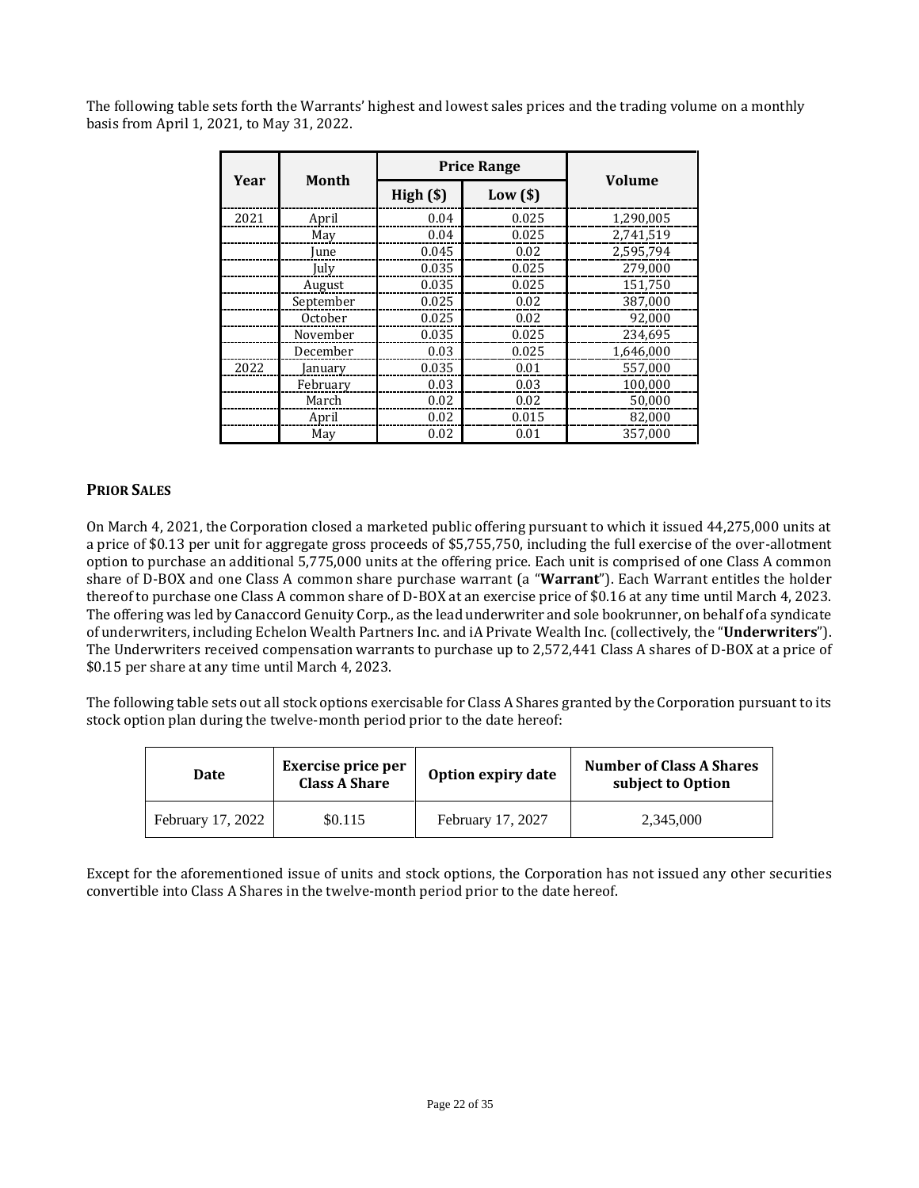The following table sets forth the Warrants' highest and lowest sales prices and the trading volume on a monthly basis from April 1, 2021, to May 31, 2022.

| Year | Month | Price Range | | Volume |
|---|---|---|---|---|
| | | High ($) | Low ($) | |
| 2021 | April | 0.04 | 0.025 | 1,290,005 |
| | May | 0.04 | 0.025 | 2,741,519 |
| | June | 0.045 | 0.02 | 2,595,794 |
| | July | 0.035 | 0.025 | 279,000 |
| | August | 0.035 | 0.025 | 151,750 |
| | September | 0.025 | 0.02 | 387,000 |
| | October | 0.025 | 0.02 | 92,000 |
| | November | 0.035 | 0.025 | 234,695 |
| | December | 0.03 | 0.025 | 1,646,000 |
| 2022 | January | 0.035 | 0.01 | 557,000 |
| | February | 0.03 | 0.03 | 100,000 |
| | March | 0.02 | 0.02 | 50,000 |
| | April | 0.02 | 0.015 | 82,000 |
| | May | 0.02 | 0.01 | 357,000 |

## PRIOR SALES

On March 4, 2021, the Corporation closed a marketed public offering pursuant to which it issued 44,275,000 units at a price of $0.13 per unit for aggregate gross proceeds of $5,755,750, including the full exercise of the over-allotment option to purchase an additional 5,775,000 units at the offering price. Each unit is comprised of one Class A common share of D-BOX and one Class A common share purchase warrant (a "**Warrant**"). Each Warrant entitles the holder thereof to purchase one Class A common share of D-BOX at an exercise price of $0.16 at any time until March 4, 2023. The offering was led by Canaccord Genuity Corp., as the lead underwriter and sole bookrunner, on behalf of a syndicate of underwriters, including Echelon Wealth Partners Inc. and iA Private Wealth Inc. (collectively, the "**Underwriters**"). The Underwriters received compensation warrants to purchase up to 2,572,441 Class A shares of D-BOX at a price of $0.15 per share at any time until March 4, 2023.

The following table sets out all stock options exercisable for Class A Shares granted by the Corporation pursuant to its stock option plan during the twelve-month period prior to the date hereof:

| Date | Exercise price per Class A Share | Option expiry date | Number of Class A Shares subject to Option |
|---|---|---|---|
| February 17, 2022 | $0.115 | February 17, 2027 | 2,345,000 |

Except for the aforementioned issue of units and stock options, the Corporation has not issued any other securities convertible into Class A Shares in the twelve-month period prior to the date hereof.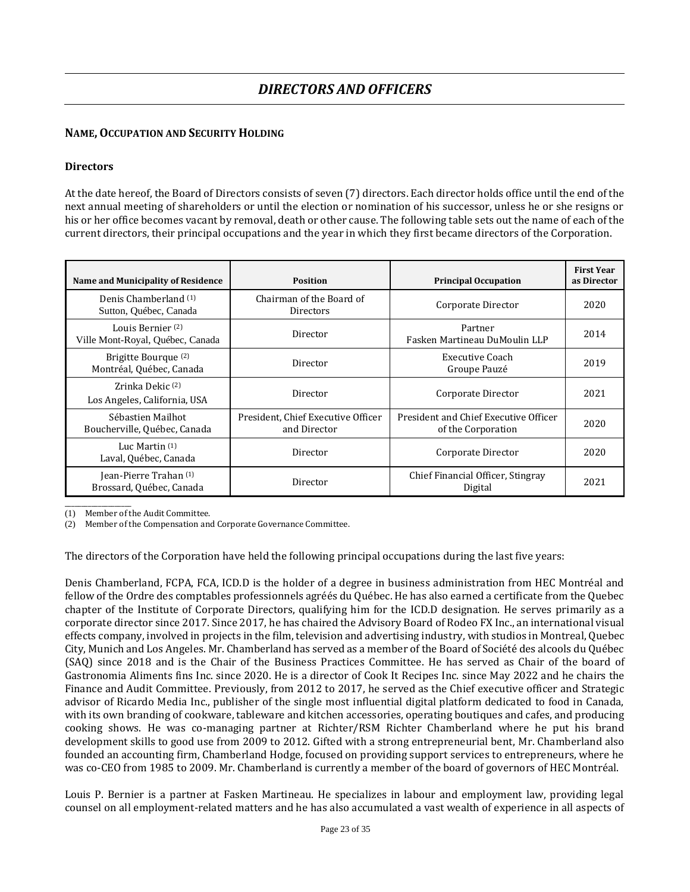# *DIRECTORS AND OFFICERS*

## NAME, OCCUPATION AND SECURITY HOLDING

### Directors

At the date hereof, the Board of Directors consists of seven (7) directors. Each director holds office until the end of the next annual meeting of shareholders or until the election or nomination of his successor, unless he or she resigns or his or her office becomes vacant by removal, death or other cause. The following table sets out the name of each of the current directors, their principal occupations and the year in which they first became directors of the Corporation.

| Name and Municipality of Residence | Position | Principal Occupation | First Year as Director |
|---|---|---|---|
| Denis Chamberland (1)<br>Sutton, Québec, Canada | Chairman of the Board of Directors | Corporate Director | 2020 |
| Louis Bernier (2)<br>Ville Mont-Royal, Québec, Canada | Director | Partner<br>Fasken Martineau DuMoulin LLP | 2014 |
| Brigitte Bourque (2)<br>Montréal, Québec, Canada | Director | Executive Coach<br>Groupe Pauzé | 2019 |
| Zrinka Dekic (2)<br>Los Angeles, California, USA | Director | Corporate Director | 2021 |
| Sébastien Mailhot<br>Boucherville, Québec, Canada | President, Chief Executive Officer and Director | President and Chief Executive Officer of the Corporation | 2020 |
| Luc Martin (1)<br>Laval, Québec, Canada | Director | Corporate Director | 2020 |
| Jean-Pierre Trahan (1)<br>Brossard, Québec, Canada | Director | Chief Financial Officer, Stingray Digital | 2021 |

(1) Member of the Audit Committee.
(2) Member of the Compensation and Corporate Governance Committee.

The directors of the Corporation have held the following principal occupations during the last five years:

Denis Chamberland, FCPA, FCA, ICD.D is the holder of a degree in business administration from HEC Montréal and fellow of the Ordre des comptables professionnels agréés du Québec. He has also earned a certificate from the Quebec chapter of the Institute of Corporate Directors, qualifying him for the ICD.D designation. He serves primarily as a corporate director since 2017. Since 2017, he has chaired the Advisory Board of Rodeo FX Inc., an international visual effects company, involved in projects in the film, television and advertising industry, with studios in Montreal, Quebec City, Munich and Los Angeles. Mr. Chamberland has served as a member of the Board of Société des alcools du Québec (SAQ) since 2018 and is the Chair of the Business Practices Committee. He has served as Chair of the board of Gastronomia Aliments fins Inc. since 2020. He is a director of Cook It Recipes Inc. since May 2022 and he chairs the Finance and Audit Committee. Previously, from 2012 to 2017, he served as the Chief executive officer and Strategic advisor of Ricardo Media Inc., publisher of the single most influential digital platform dedicated to food in Canada, with its own branding of cookware, tableware and kitchen accessories, operating boutiques and cafes, and producing cooking shows. He was co-managing partner at Richter/RSM Richter Chamberland where he put his brand development skills to good use from 2009 to 2012. Gifted with a strong entrepreneurial bent, Mr. Chamberland also founded an accounting firm, Chamberland Hodge, focused on providing support services to entrepreneurs, where he was co-CEO from 1985 to 2009. Mr. Chamberland is currently a member of the board of governors of HEC Montréal.

Louis P. Bernier is a partner at Fasken Martineau. He specializes in labour and employment law, providing legal counsel on all employment-related matters and he has also accumulated a vast wealth of experience in all aspects of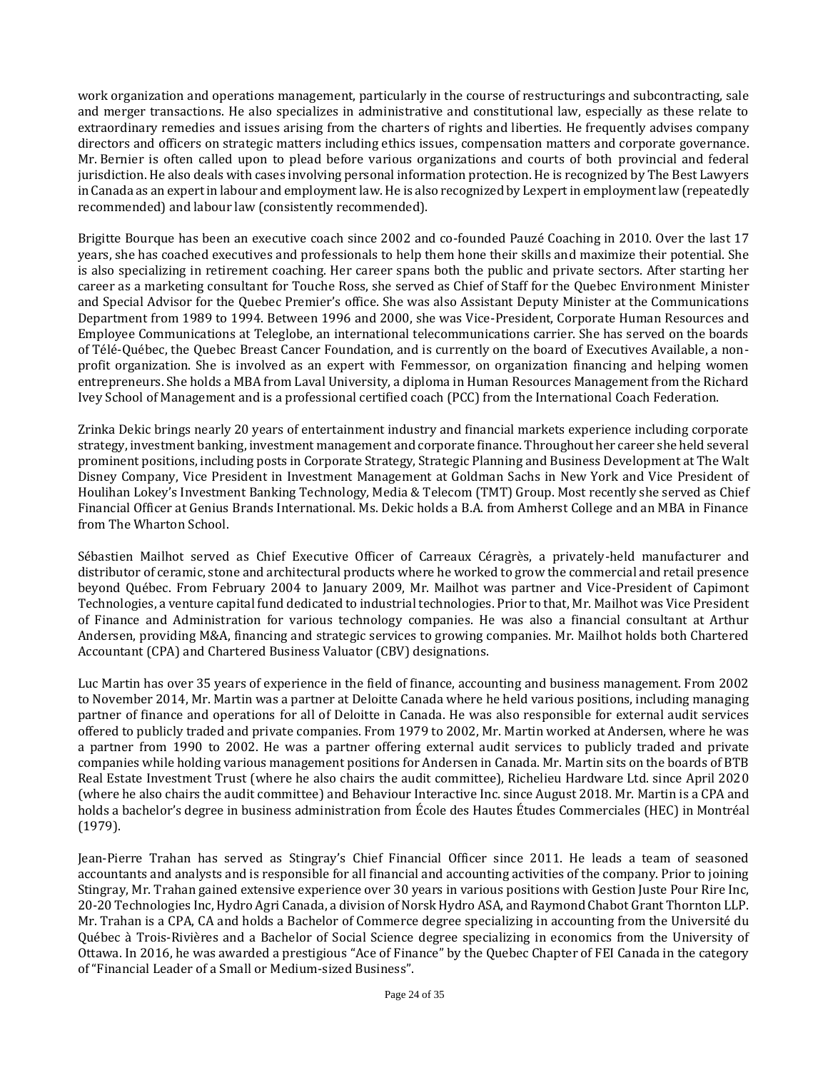work organization and operations management, particularly in the course of restructurings and subcontracting, sale and merger transactions. He also specializes in administrative and constitutional law, especially as these relate to extraordinary remedies and issues arising from the charters of rights and liberties. He frequently advises company directors and officers on strategic matters including ethics issues, compensation matters and corporate governance. Mr. Bernier is often called upon to plead before various organizations and courts of both provincial and federal jurisdiction. He also deals with cases involving personal information protection. He is recognized by The Best Lawyers in Canada as an expert in labour and employment law. He is also recognized by Lexpert in employment law (repeatedly recommended) and labour law (consistently recommended).

Brigitte Bourque has been an executive coach since 2002 and co-founded Pauzé Coaching in 2010. Over the last 17 years, she has coached executives and professionals to help them hone their skills and maximize their potential. She is also specializing in retirement coaching. Her career spans both the public and private sectors. After starting her career as a marketing consultant for Touche Ross, she served as Chief of Staff for the Quebec Environment Minister and Special Advisor for the Quebec Premier's office. She was also Assistant Deputy Minister at the Communications Department from 1989 to 1994. Between 1996 and 2000, she was Vice-President, Corporate Human Resources and Employee Communications at Teleglobe, an international telecommunications carrier. She has served on the boards of Télé-Québec, the Quebec Breast Cancer Foundation, and is currently on the board of Executives Available, a non-profit organization. She is involved as an expert with Femmessor, on organization financing and helping women entrepreneurs. She holds a MBA from Laval University, a diploma in Human Resources Management from the Richard Ivey School of Management and is a professional certified coach (PCC) from the International Coach Federation.

Zrinka Dekic brings nearly 20 years of entertainment industry and financial markets experience including corporate strategy, investment banking, investment management and corporate finance. Throughout her career she held several prominent positions, including posts in Corporate Strategy, Strategic Planning and Business Development at The Walt Disney Company, Vice President in Investment Management at Goldman Sachs in New York and Vice President of Houlihan Lokey's Investment Banking Technology, Media & Telecom (TMT) Group. Most recently she served as Chief Financial Officer at Genius Brands International. Ms. Dekic holds a B.A. from Amherst College and an MBA in Finance from The Wharton School.

Sébastien Mailhot served as Chief Executive Officer of Carreaux Céragrès, a privately-held manufacturer and distributor of ceramic, stone and architectural products where he worked to grow the commercial and retail presence beyond Québec. From February 2004 to January 2009, Mr. Mailhot was partner and Vice-President of Capimont Technologies, a venture capital fund dedicated to industrial technologies. Prior to that, Mr. Mailhot was Vice President of Finance and Administration for various technology companies. He was also a financial consultant at Arthur Andersen, providing M&A, financing and strategic services to growing companies. Mr. Mailhot holds both Chartered Accountant (CPA) and Chartered Business Valuator (CBV) designations.

Luc Martin has over 35 years of experience in the field of finance, accounting and business management. From 2002 to November 2014, Mr. Martin was a partner at Deloitte Canada where he held various positions, including managing partner of finance and operations for all of Deloitte in Canada. He was also responsible for external audit services offered to publicly traded and private companies. From 1979 to 2002, Mr. Martin worked at Andersen, where he was a partner from 1990 to 2002. He was a partner offering external audit services to publicly traded and private companies while holding various management positions for Andersen in Canada. Mr. Martin sits on the boards of BTB Real Estate Investment Trust (where he also chairs the audit committee), Richelieu Hardware Ltd. since April 2020 (where he also chairs the audit committee) and Behaviour Interactive Inc. since August 2018. Mr. Martin is a CPA and holds a bachelor's degree in business administration from École des Hautes Études Commerciales (HEC) in Montréal (1979).

Jean-Pierre Trahan has served as Stingray's Chief Financial Officer since 2011. He leads a team of seasoned accountants and analysts and is responsible for all financial and accounting activities of the company. Prior to joining Stingray, Mr. Trahan gained extensive experience over 30 years in various positions with Gestion Juste Pour Rire Inc, 20-20 Technologies Inc, Hydro Agri Canada, a division of Norsk Hydro ASA, and Raymond Chabot Grant Thornton LLP. Mr. Trahan is a CPA, CA and holds a Bachelor of Commerce degree specializing in accounting from the Université du Québec à Trois-Rivières and a Bachelor of Social Science degree specializing in economics from the University of Ottawa. In 2016, he was awarded a prestigious "Ace of Finance" by the Quebec Chapter of FEI Canada in the category of "Financial Leader of a Small or Medium-sized Business".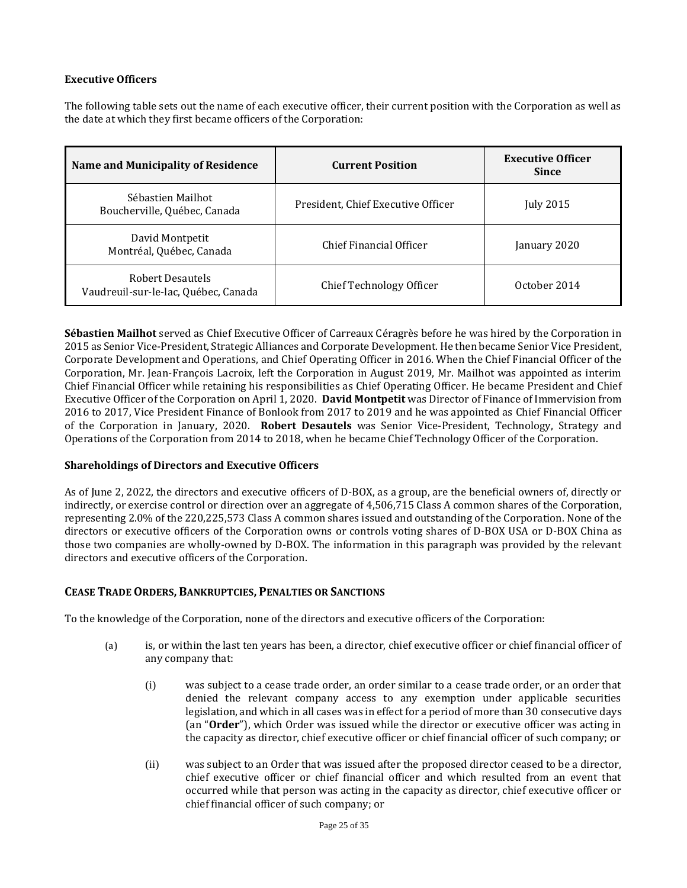### Executive Officers

The following table sets out the name of each executive officer, their current position with the Corporation as well as the date at which they first became officers of the Corporation:

| Name and Municipality of Residence | Current Position | Executive Officer Since |
|---|---|---|
| Sébastien Mailhot<br>Boucherville, Québec, Canada | President, Chief Executive Officer | July 2015 |
| David Montpetit<br>Montréal, Québec, Canada | Chief Financial Officer | January 2020 |
| Robert Desautels<br>Vaudreuil-sur-le-lac, Québec, Canada | Chief Technology Officer | October 2014 |

**Sébastien Mailhot** served as Chief Executive Officer of Carreaux Céragrès before he was hired by the Corporation in 2015 as Senior Vice-President, Strategic Alliances and Corporate Development. He then became Senior Vice President, Corporate Development and Operations, and Chief Operating Officer in 2016. When the Chief Financial Officer of the Corporation, Mr. Jean-François Lacroix, left the Corporation in August 2019, Mr. Mailhot was appointed as interim Chief Financial Officer while retaining his responsibilities as Chief Operating Officer. He became President and Chief Executive Officer of the Corporation on April 1, 2020. **David Montpetit** was Director of Finance of Immervision from 2016 to 2017, Vice President Finance of Bonlook from 2017 to 2019 and he was appointed as Chief Financial Officer of the Corporation in January, 2020. **Robert Desautels** was Senior Vice-President, Technology, Strategy and Operations of the Corporation from 2014 to 2018, when he became Chief Technology Officer of the Corporation.

### Shareholdings of Directors and Executive Officers

As of June 2, 2022, the directors and executive officers of D-BOX, as a group, are the beneficial owners of, directly or indirectly, or exercise control or direction over an aggregate of 4,506,715 Class A common shares of the Corporation, representing 2.0% of the 220,225,573 Class A common shares issued and outstanding of the Corporation. None of the directors or executive officers of the Corporation owns or controls voting shares of D-BOX USA or D-BOX China as those two companies are wholly-owned by D-BOX. The information in this paragraph was provided by the relevant directors and executive officers of the Corporation.

## CEASE TRADE ORDERS, BANKRUPTCIES, PENALTIES OR SANCTIONS

To the knowledge of the Corporation, none of the directors and executive officers of the Corporation:

(a) is, or within the last ten years has been, a director, chief executive officer or chief financial officer of any company that:

  (i) was subject to a cease trade order, an order similar to a cease trade order, or an order that denied the relevant company access to any exemption under applicable securities legislation, and which in all cases was in effect for a period of more than 30 consecutive days (an "**Order**"), which Order was issued while the director or executive officer was acting in the capacity as director, chief executive officer or chief financial officer of such company; or

  (ii) was subject to an Order that was issued after the proposed director ceased to be a director, chief executive officer or chief financial officer and which resulted from an event that occurred while that person was acting in the capacity as director, chief executive officer or chief financial officer of such company; or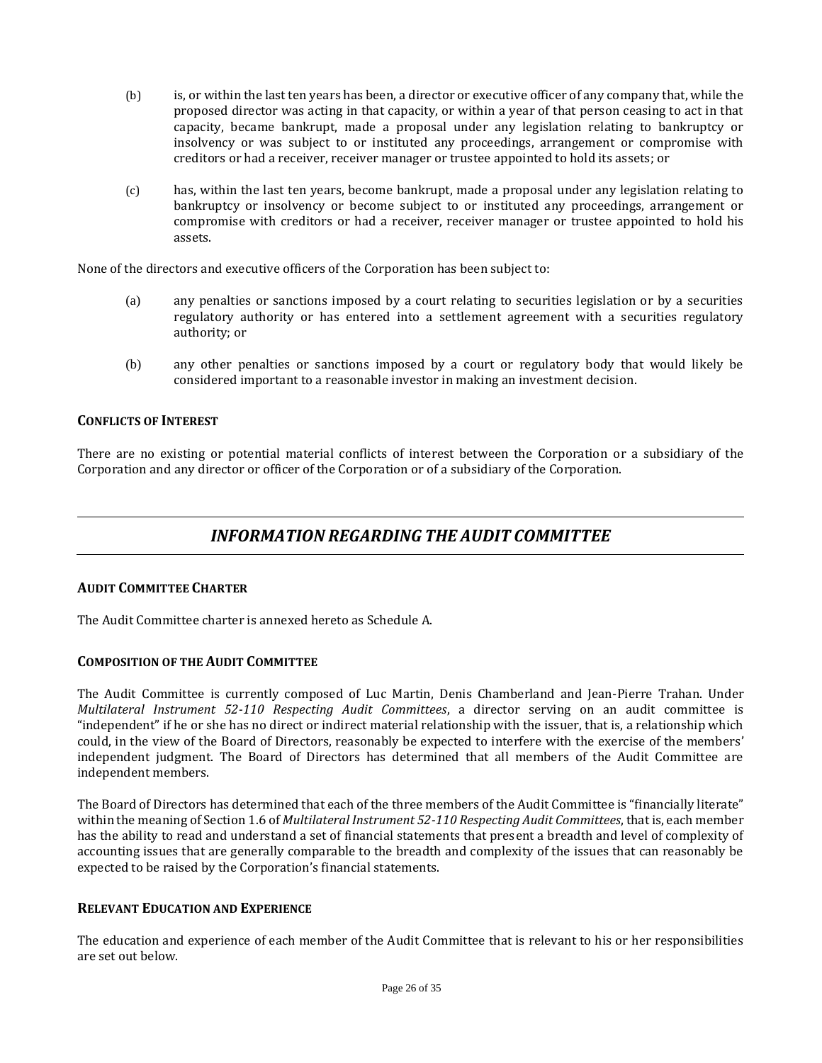(b) is, or within the last ten years has been, a director or executive officer of any company that, while the proposed director was acting in that capacity, or within a year of that person ceasing to act in that capacity, became bankrupt, made a proposal under any legislation relating to bankruptcy or insolvency or was subject to or instituted any proceedings, arrangement or compromise with creditors or had a receiver, receiver manager or trustee appointed to hold its assets; or

(c) has, within the last ten years, become bankrupt, made a proposal under any legislation relating to bankruptcy or insolvency or become subject to or instituted any proceedings, arrangement or compromise with creditors or had a receiver, receiver manager or trustee appointed to hold his assets.

None of the directors and executive officers of the Corporation has been subject to:

(a) any penalties or sanctions imposed by a court relating to securities legislation or by a securities regulatory authority or has entered into a settlement agreement with a securities regulatory authority; or

(b) any other penalties or sanctions imposed by a court or regulatory body that would likely be considered important to a reasonable investor in making an investment decision.

### CONFLICTS OF INTEREST

There are no existing or potential material conflicts of interest between the Corporation or a subsidiary of the Corporation and any director or officer of the Corporation or of a subsidiary of the Corporation.

## *INFORMATION REGARDING THE AUDIT COMMITTEE*

### AUDIT COMMITTEE CHARTER

The Audit Committee charter is annexed hereto as Schedule A.

### COMPOSITION OF THE AUDIT COMMITTEE

The Audit Committee is currently composed of Luc Martin, Denis Chamberland and Jean-Pierre Trahan. Under *Multilateral Instrument 52-110 Respecting Audit Committees*, a director serving on an audit committee is "independent" if he or she has no direct or indirect material relationship with the issuer, that is, a relationship which could, in the view of the Board of Directors, reasonably be expected to interfere with the exercise of the members' independent judgment. The Board of Directors has determined that all members of the Audit Committee are independent members.

The Board of Directors has determined that each of the three members of the Audit Committee is "financially literate" within the meaning of Section 1.6 of *Multilateral Instrument 52-110 Respecting Audit Committees*, that is, each member has the ability to read and understand a set of financial statements that present a breadth and level of complexity of accounting issues that are generally comparable to the breadth and complexity of the issues that can reasonably be expected to be raised by the Corporation's financial statements.

### RELEVANT EDUCATION AND EXPERIENCE

The education and experience of each member of the Audit Committee that is relevant to his or her responsibilities are set out below.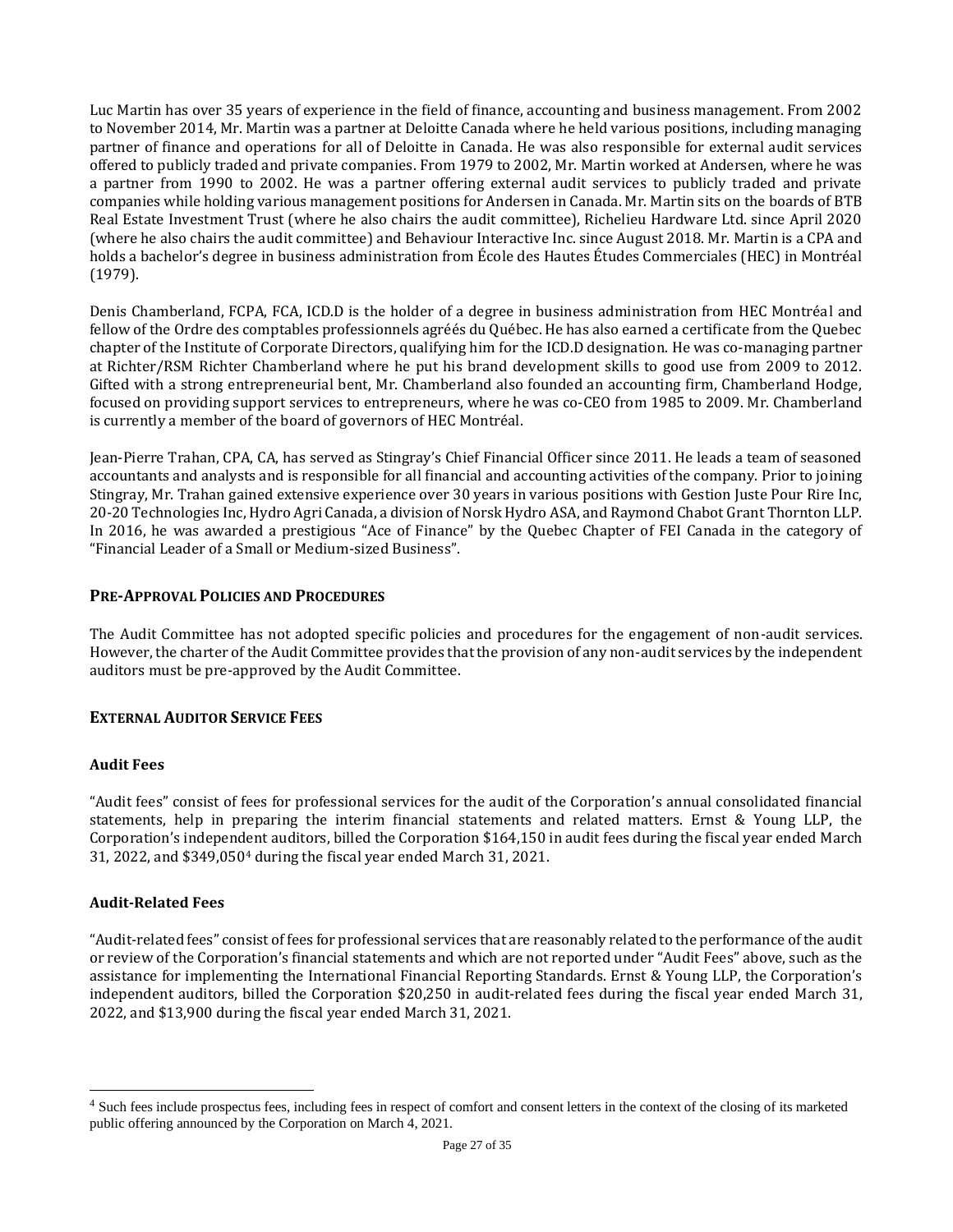Luc Martin has over 35 years of experience in the field of finance, accounting and business management. From 2002 to November 2014, Mr. Martin was a partner at Deloitte Canada where he held various positions, including managing partner of finance and operations for all of Deloitte in Canada. He was also responsible for external audit services offered to publicly traded and private companies. From 1979 to 2002, Mr. Martin worked at Andersen, where he was a partner from 1990 to 2002. He was a partner offering external audit services to publicly traded and private companies while holding various management positions for Andersen in Canada. Mr. Martin sits on the boards of BTB Real Estate Investment Trust (where he also chairs the audit committee), Richelieu Hardware Ltd. since April 2020 (where he also chairs the audit committee) and Behaviour Interactive Inc. since August 2018. Mr. Martin is a CPA and holds a bachelor's degree in business administration from École des Hautes Études Commerciales (HEC) in Montréal (1979).

Denis Chamberland, FCPA, FCA, ICD.D is the holder of a degree in business administration from HEC Montréal and fellow of the Ordre des comptables professionnels agréés du Québec. He has also earned a certificate from the Quebec chapter of the Institute of Corporate Directors, qualifying him for the ICD.D designation. He was co-managing partner at Richter/RSM Richter Chamberland where he put his brand development skills to good use from 2009 to 2012. Gifted with a strong entrepreneurial bent, Mr. Chamberland also founded an accounting firm, Chamberland Hodge, focused on providing support services to entrepreneurs, where he was co-CEO from 1985 to 2009. Mr. Chamberland is currently a member of the board of governors of HEC Montréal.

Jean-Pierre Trahan, CPA, CA, has served as Stingray's Chief Financial Officer since 2011. He leads a team of seasoned accountants and analysts and is responsible for all financial and accounting activities of the company. Prior to joining Stingray, Mr. Trahan gained extensive experience over 30 years in various positions with Gestion Juste Pour Rire Inc, 20-20 Technologies Inc, Hydro Agri Canada, a division of Norsk Hydro ASA, and Raymond Chabot Grant Thornton LLP. In 2016, he was awarded a prestigious "Ace of Finance" by the Quebec Chapter of FEI Canada in the category of "Financial Leader of a Small or Medium-sized Business".

## PRE-APPROVAL POLICIES AND PROCEDURES

The Audit Committee has not adopted specific policies and procedures for the engagement of non-audit services. However, the charter of the Audit Committee provides that the provision of any non-audit services by the independent auditors must be pre-approved by the Audit Committee.

## EXTERNAL AUDITOR SERVICE FEES

### Audit Fees

"Audit fees" consist of fees for professional services for the audit of the Corporation's annual consolidated financial statements, help in preparing the interim financial statements and related matters. Ernst & Young LLP, the Corporation's independent auditors, billed the Corporation $164,150 in audit fees during the fiscal year ended March 31, 2022, and $349,050[4] during the fiscal year ended March 31, 2021.

### Audit-Related Fees

"Audit-related fees" consist of fees for professional services that are reasonably related to the performance of the audit or review of the Corporation's financial statements and which are not reported under "Audit Fees" above, such as the assistance for implementing the International Financial Reporting Standards. Ernst & Young LLP, the Corporation's independent auditors, billed the Corporation $20,250 in audit-related fees during the fiscal year ended March 31, 2022, and $13,900 during the fiscal year ended March 31, 2021.

---

[4] Such fees include prospectus fees, including fees in respect of comfort and consent letters in the context of the closing of its marketed public offering announced by the Corporation on March 4, 2021.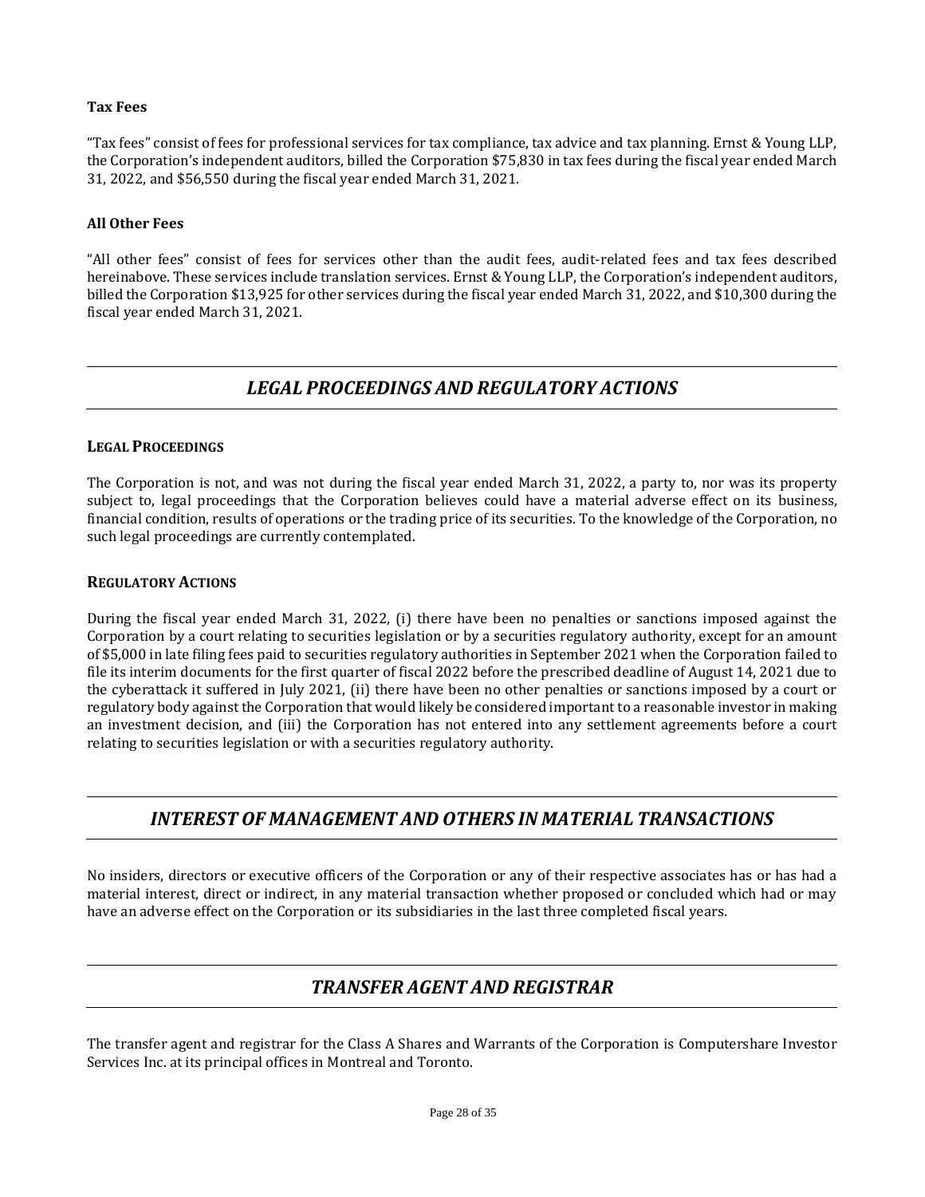### Tax Fees

"Tax fees" consist of fees for professional services for tax compliance, tax advice and tax planning. Ernst & Young LLP, the Corporation's independent auditors, billed the Corporation $75,830 in tax fees during the fiscal year ended March 31, 2022, and $56,550 during the fiscal year ended March 31, 2021.

### All Other Fees

"All other fees" consist of fees for services other than the audit fees, audit-related fees and tax fees described hereinabove. These services include translation services. Ernst & Young LLP, the Corporation's independent auditors, billed the Corporation $13,925 for other services during the fiscal year ended March 31, 2022, and $10,300 during the fiscal year ended March 31, 2021.

## *LEGAL PROCEEDINGS AND REGULATORY ACTIONS*

### LEGAL PROCEEDINGS

The Corporation is not, and was not during the fiscal year ended March 31, 2022, a party to, nor was its property subject to, legal proceedings that the Corporation believes could have a material adverse effect on its business, financial condition, results of operations or the trading price of its securities. To the knowledge of the Corporation, no such legal proceedings are currently contemplated.

### REGULATORY ACTIONS

During the fiscal year ended March 31, 2022, (i) there have been no penalties or sanctions imposed against the Corporation by a court relating to securities legislation or by a securities regulatory authority, except for an amount of $5,000 in late filing fees paid to securities regulatory authorities in September 2021 when the Corporation failed to file its interim documents for the first quarter of fiscal 2022 before the prescribed deadline of August 14, 2021 due to the cyberattack it suffered in July 2021, (ii) there have been no other penalties or sanctions imposed by a court or regulatory body against the Corporation that would likely be considered important to a reasonable investor in making an investment decision, and (iii) the Corporation has not entered into any settlement agreements before a court relating to securities legislation or with a securities regulatory authority.

## *INTEREST OF MANAGEMENT AND OTHERS IN MATERIAL TRANSACTIONS*

No insiders, directors or executive officers of the Corporation or any of their respective associates has or has had a material interest, direct or indirect, in any material transaction whether proposed or concluded which had or may have an adverse effect on the Corporation or its subsidiaries in the last three completed fiscal years.

## *TRANSFER AGENT AND REGISTRAR*

The transfer agent and registrar for the Class A Shares and Warrants of the Corporation is Computershare Investor Services Inc. at its principal offices in Montreal and Toronto.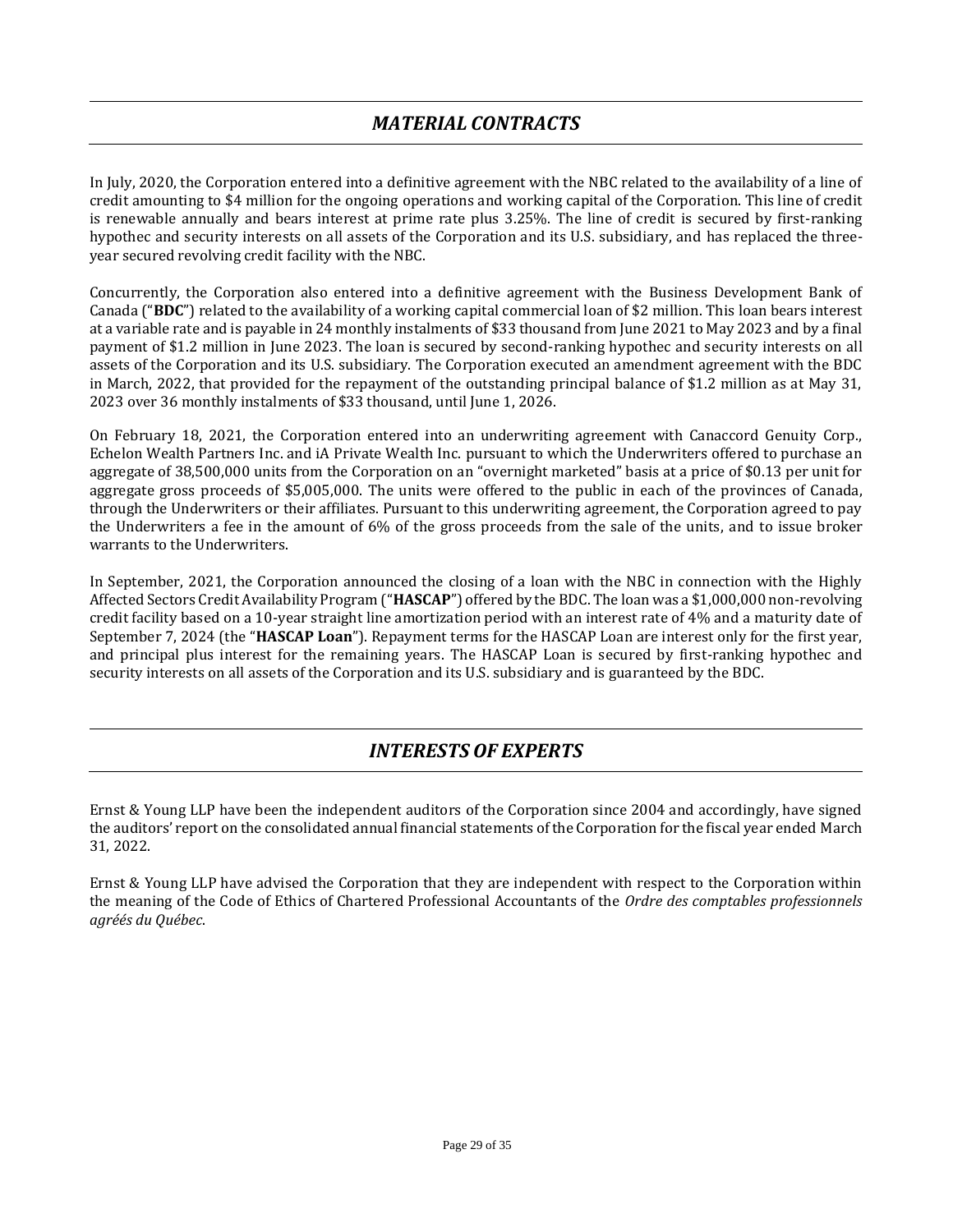## *MATERIAL CONTRACTS*

In July, 2020, the Corporation entered into a definitive agreement with the NBC related to the availability of a line of credit amounting to $4 million for the ongoing operations and working capital of the Corporation. This line of credit is renewable annually and bears interest at prime rate plus 3.25%. The line of credit is secured by first-ranking hypothec and security interests on all assets of the Corporation and its U.S. subsidiary, and has replaced the three-year secured revolving credit facility with the NBC.

Concurrently, the Corporation also entered into a definitive agreement with the Business Development Bank of Canada ("**BDC**") related to the availability of a working capital commercial loan of $2 million. This loan bears interest at a variable rate and is payable in 24 monthly instalments of $33 thousand from June 2021 to May 2023 and by a final payment of $1.2 million in June 2023. The loan is secured by second-ranking hypothec and security interests on all assets of the Corporation and its U.S. subsidiary. The Corporation executed an amendment agreement with the BDC in March, 2022, that provided for the repayment of the outstanding principal balance of $1.2 million as at May 31, 2023 over 36 monthly instalments of $33 thousand, until June 1, 2026.

On February 18, 2021, the Corporation entered into an underwriting agreement with Canaccord Genuity Corp., Echelon Wealth Partners Inc. and iA Private Wealth Inc. pursuant to which the Underwriters offered to purchase an aggregate of 38,500,000 units from the Corporation on an "overnight marketed" basis at a price of $0.13 per unit for aggregate gross proceeds of $5,005,000. The units were offered to the public in each of the provinces of Canada, through the Underwriters or their affiliates. Pursuant to this underwriting agreement, the Corporation agreed to pay the Underwriters a fee in the amount of 6% of the gross proceeds from the sale of the units, and to issue broker warrants to the Underwriters.

In September, 2021, the Corporation announced the closing of a loan with the NBC in connection with the Highly Affected Sectors Credit Availability Program ("**HASCAP**") offered by the BDC. The loan was a $1,000,000 non-revolving credit facility based on a 10-year straight line amortization period with an interest rate of 4% and a maturity date of September 7, 2024 (the "**HASCAP Loan**"). Repayment terms for the HASCAP Loan are interest only for the first year, and principal plus interest for the remaining years. The HASCAP Loan is secured by first-ranking hypothec and security interests on all assets of the Corporation and its U.S. subsidiary and is guaranteed by the BDC.

## *INTERESTS OF EXPERTS*

Ernst & Young LLP have been the independent auditors of the Corporation since 2004 and accordingly, have signed the auditors' report on the consolidated annual financial statements of the Corporation for the fiscal year ended March 31, 2022.

Ernst & Young LLP have advised the Corporation that they are independent with respect to the Corporation within the meaning of the Code of Ethics of Chartered Professional Accountants of the *Ordre des comptables professionnels agréés du Québec*.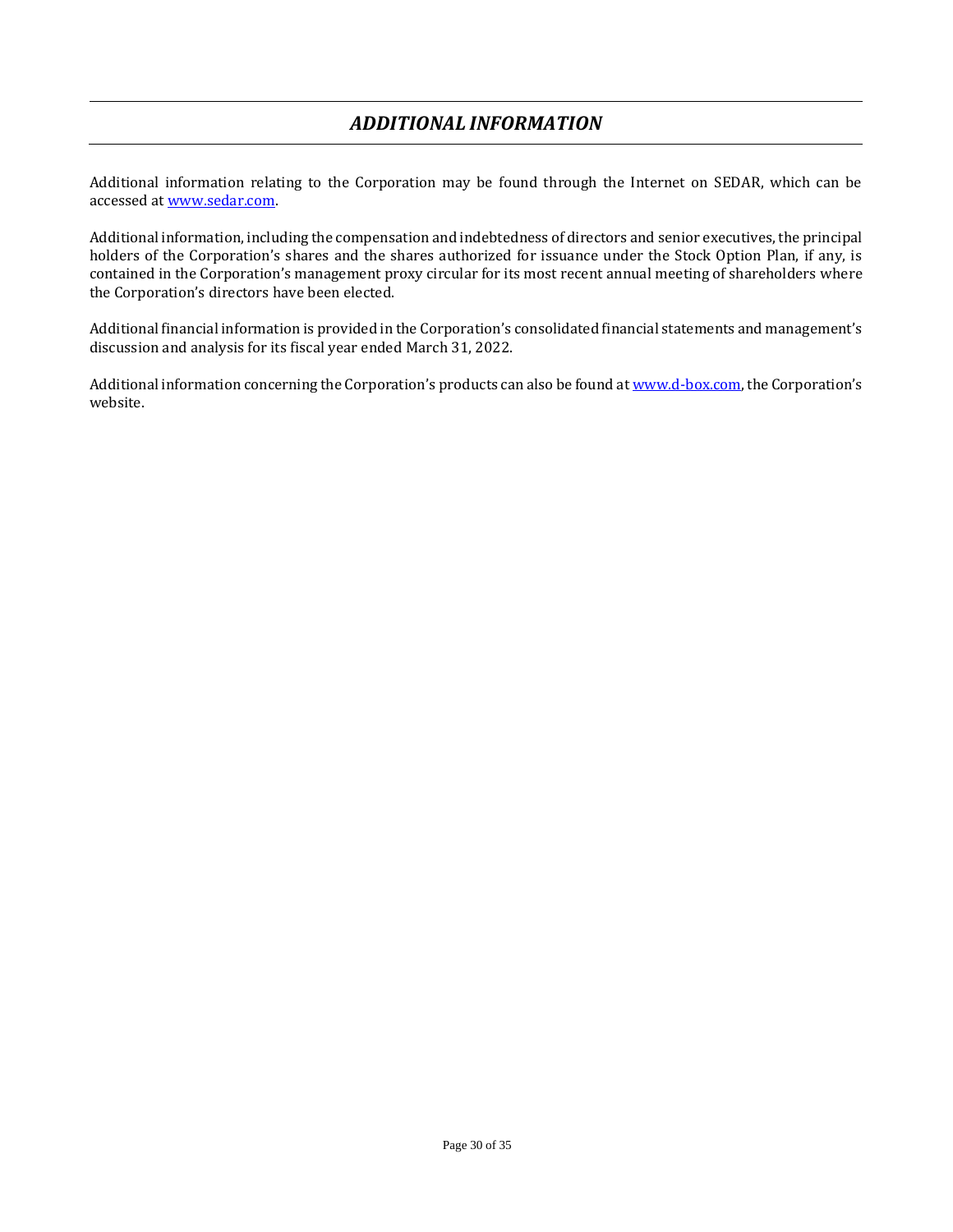# *ADDITIONAL INFORMATION*

Additional information relating to the Corporation may be found through the Internet on SEDAR, which can be accessed at [www.sedar.com](http://www.sedar.com).

Additional information, including the compensation and indebtedness of directors and senior executives, the principal holders of the Corporation's shares and the shares authorized for issuance under the Stock Option Plan, if any, is contained in the Corporation's management proxy circular for its most recent annual meeting of shareholders where the Corporation's directors have been elected.

Additional financial information is provided in the Corporation's consolidated financial statements and management's discussion and analysis for its fiscal year ended March 31, 2022.

Additional information concerning the Corporation's products can also be found at [www.d-box.com](http://www.d-box.com), the Corporation's website.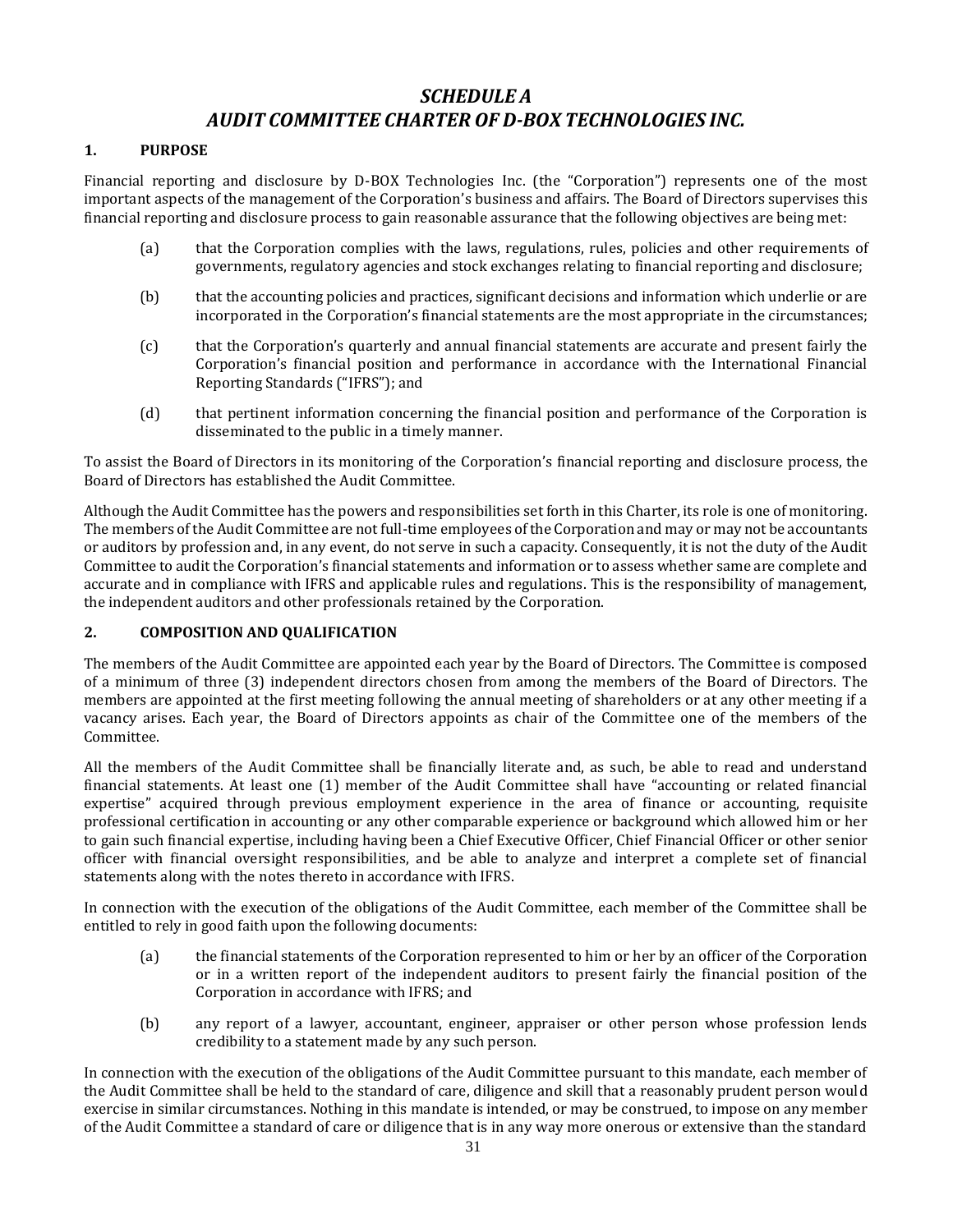# *SCHEDULE A*
# *AUDIT COMMITTEE CHARTER OF D-BOX TECHNOLOGIES INC.*

## 1. PURPOSE

Financial reporting and disclosure by D-BOX Technologies Inc. (the "Corporation") represents one of the most important aspects of the management of the Corporation's business and affairs. The Board of Directors supervises this financial reporting and disclosure process to gain reasonable assurance that the following objectives are being met:

(a) that the Corporation complies with the laws, regulations, rules, policies and other requirements of governments, regulatory agencies and stock exchanges relating to financial reporting and disclosure;

(b) that the accounting policies and practices, significant decisions and information which underlie or are incorporated in the Corporation's financial statements are the most appropriate in the circumstances;

(c) that the Corporation's quarterly and annual financial statements are accurate and present fairly the Corporation's financial position and performance in accordance with the International Financial Reporting Standards ("IFRS"); and

(d) that pertinent information concerning the financial position and performance of the Corporation is disseminated to the public in a timely manner.

To assist the Board of Directors in its monitoring of the Corporation's financial reporting and disclosure process, the Board of Directors has established the Audit Committee.

Although the Audit Committee has the powers and responsibilities set forth in this Charter, its role is one of monitoring. The members of the Audit Committee are not full-time employees of the Corporation and may or may not be accountants or auditors by profession and, in any event, do not serve in such a capacity. Consequently, it is not the duty of the Audit Committee to audit the Corporation's financial statements and information or to assess whether same are complete and accurate and in compliance with IFRS and applicable rules and regulations. This is the responsibility of management, the independent auditors and other professionals retained by the Corporation.

## 2. COMPOSITION AND QUALIFICATION

The members of the Audit Committee are appointed each year by the Board of Directors. The Committee is composed of a minimum of three (3) independent directors chosen from among the members of the Board of Directors. The members are appointed at the first meeting following the annual meeting of shareholders or at any other meeting if a vacancy arises. Each year, the Board of Directors appoints as chair of the Committee one of the members of the Committee.

All the members of the Audit Committee shall be financially literate and, as such, be able to read and understand financial statements. At least one (1) member of the Audit Committee shall have "accounting or related financial expertise" acquired through previous employment experience in the area of finance or accounting, requisite professional certification in accounting or any other comparable experience or background which allowed him or her to gain such financial expertise, including having been a Chief Executive Officer, Chief Financial Officer or other senior officer with financial oversight responsibilities, and be able to analyze and interpret a complete set of financial statements along with the notes thereto in accordance with IFRS.

In connection with the execution of the obligations of the Audit Committee, each member of the Committee shall be entitled to rely in good faith upon the following documents:

(a) the financial statements of the Corporation represented to him or her by an officer of the Corporation or in a written report of the independent auditors to present fairly the financial position of the Corporation in accordance with IFRS; and

(b) any report of a lawyer, accountant, engineer, appraiser or other person whose profession lends credibility to a statement made by any such person.

In connection with the execution of the obligations of the Audit Committee pursuant to this mandate, each member of the Audit Committee shall be held to the standard of care, diligence and skill that a reasonably prudent person would exercise in similar circumstances. Nothing in this mandate is intended, or may be construed, to impose on any member of the Audit Committee a standard of care or diligence that is in any way more onerous or extensive than the standard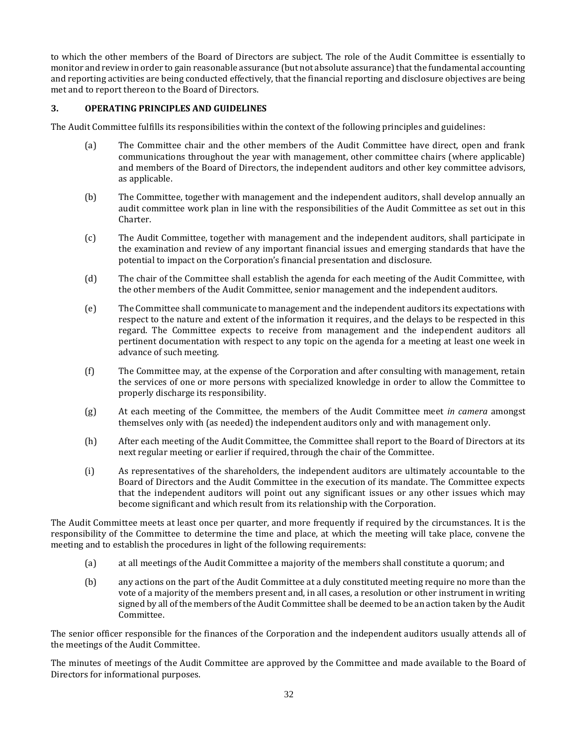to which the other members of the Board of Directors are subject. The role of the Audit Committee is essentially to monitor and review in order to gain reasonable assurance (but not absolute assurance) that the fundamental accounting and reporting activities are being conducted effectively, that the financial reporting and disclosure objectives are being met and to report thereon to the Board of Directors.

## 3. OPERATING PRINCIPLES AND GUIDELINES

The Audit Committee fulfills its responsibilities within the context of the following principles and guidelines:

(a) The Committee chair and the other members of the Audit Committee have direct, open and frank communications throughout the year with management, other committee chairs (where applicable) and members of the Board of Directors, the independent auditors and other key committee advisors, as applicable.

(b) The Committee, together with management and the independent auditors, shall develop annually an audit committee work plan in line with the responsibilities of the Audit Committee as set out in this Charter.

(c) The Audit Committee, together with management and the independent auditors, shall participate in the examination and review of any important financial issues and emerging standards that have the potential to impact on the Corporation's financial presentation and disclosure.

(d) The chair of the Committee shall establish the agenda for each meeting of the Audit Committee, with the other members of the Audit Committee, senior management and the independent auditors.

(e) The Committee shall communicate to management and the independent auditors its expectations with respect to the nature and extent of the information it requires, and the delays to be respected in this regard. The Committee expects to receive from management and the independent auditors all pertinent documentation with respect to any topic on the agenda for a meeting at least one week in advance of such meeting.

(f) The Committee may, at the expense of the Corporation and after consulting with management, retain the services of one or more persons with specialized knowledge in order to allow the Committee to properly discharge its responsibility.

(g) At each meeting of the Committee, the members of the Audit Committee meet *in camera* amongst themselves only with (as needed) the independent auditors only and with management only.

(h) After each meeting of the Audit Committee, the Committee shall report to the Board of Directors at its next regular meeting or earlier if required, through the chair of the Committee.

(i) As representatives of the shareholders, the independent auditors are ultimately accountable to the Board of Directors and the Audit Committee in the execution of its mandate. The Committee expects that the independent auditors will point out any significant issues or any other issues which may become significant and which result from its relationship with the Corporation.

The Audit Committee meets at least once per quarter, and more frequently if required by the circumstances. It is the responsibility of the Committee to determine the time and place, at which the meeting will take place, convene the meeting and to establish the procedures in light of the following requirements:

(a) at all meetings of the Audit Committee a majority of the members shall constitute a quorum; and

(b) any actions on the part of the Audit Committee at a duly constituted meeting require no more than the vote of a majority of the members present and, in all cases, a resolution or other instrument in writing signed by all of the members of the Audit Committee shall be deemed to be an action taken by the Audit Committee.

The senior officer responsible for the finances of the Corporation and the independent auditors usually attends all of the meetings of the Audit Committee.

The minutes of meetings of the Audit Committee are approved by the Committee and made available to the Board of Directors for informational purposes.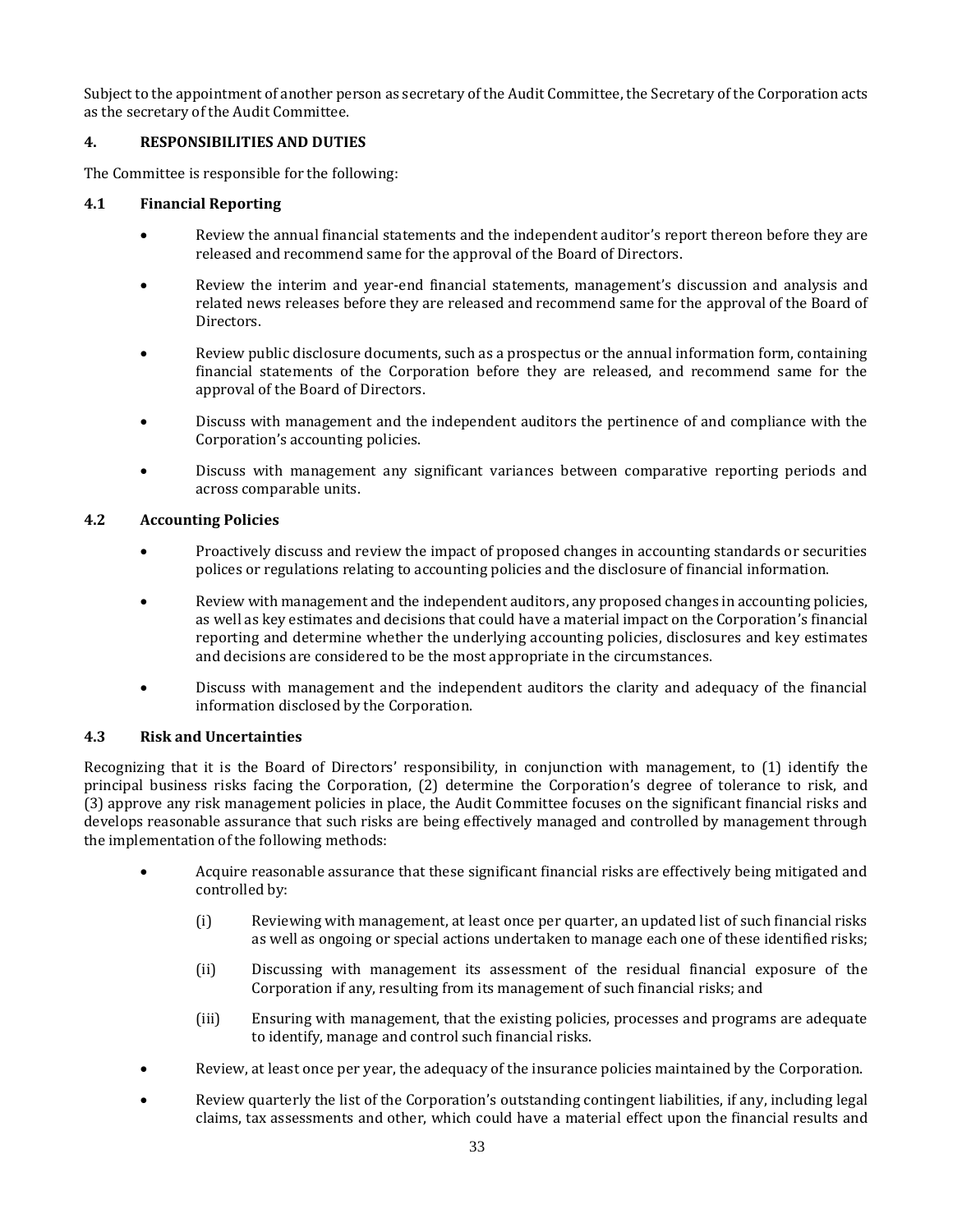Subject to the appointment of another person as secretary of the Audit Committee, the Secretary of the Corporation acts as the secretary of the Audit Committee.

## 4. RESPONSIBILITIES AND DUTIES

The Committee is responsible for the following:

### 4.1 Financial Reporting

- Review the annual financial statements and the independent auditor's report thereon before they are released and recommend same for the approval of the Board of Directors.
- Review the interim and year-end financial statements, management's discussion and analysis and related news releases before they are released and recommend same for the approval of the Board of Directors.
- Review public disclosure documents, such as a prospectus or the annual information form, containing financial statements of the Corporation before they are released, and recommend same for the approval of the Board of Directors.
- Discuss with management and the independent auditors the pertinence of and compliance with the Corporation's accounting policies.
- Discuss with management any significant variances between comparative reporting periods and across comparable units.

### 4.2 Accounting Policies

- Proactively discuss and review the impact of proposed changes in accounting standards or securities polices or regulations relating to accounting policies and the disclosure of financial information.
- Review with management and the independent auditors, any proposed changes in accounting policies, as well as key estimates and decisions that could have a material impact on the Corporation's financial reporting and determine whether the underlying accounting policies, disclosures and key estimates and decisions are considered to be the most appropriate in the circumstances.
- Discuss with management and the independent auditors the clarity and adequacy of the financial information disclosed by the Corporation.

### 4.3 Risk and Uncertainties

Recognizing that it is the Board of Directors' responsibility, in conjunction with management, to (1) identify the principal business risks facing the Corporation, (2) determine the Corporation's degree of tolerance to risk, and (3) approve any risk management policies in place, the Audit Committee focuses on the significant financial risks and develops reasonable assurance that such risks are being effectively managed and controlled by management through the implementation of the following methods:

- Acquire reasonable assurance that these significant financial risks are effectively being mitigated and controlled by:
  - (i) Reviewing with management, at least once per quarter, an updated list of such financial risks as well as ongoing or special actions undertaken to manage each one of these identified risks;
  - (ii) Discussing with management its assessment of the residual financial exposure of the Corporation if any, resulting from its management of such financial risks; and
  - (iii) Ensuring with management, that the existing policies, processes and programs are adequate to identify, manage and control such financial risks.
- Review, at least once per year, the adequacy of the insurance policies maintained by the Corporation.
- Review quarterly the list of the Corporation's outstanding contingent liabilities, if any, including legal claims, tax assessments and other, which could have a material effect upon the financial results and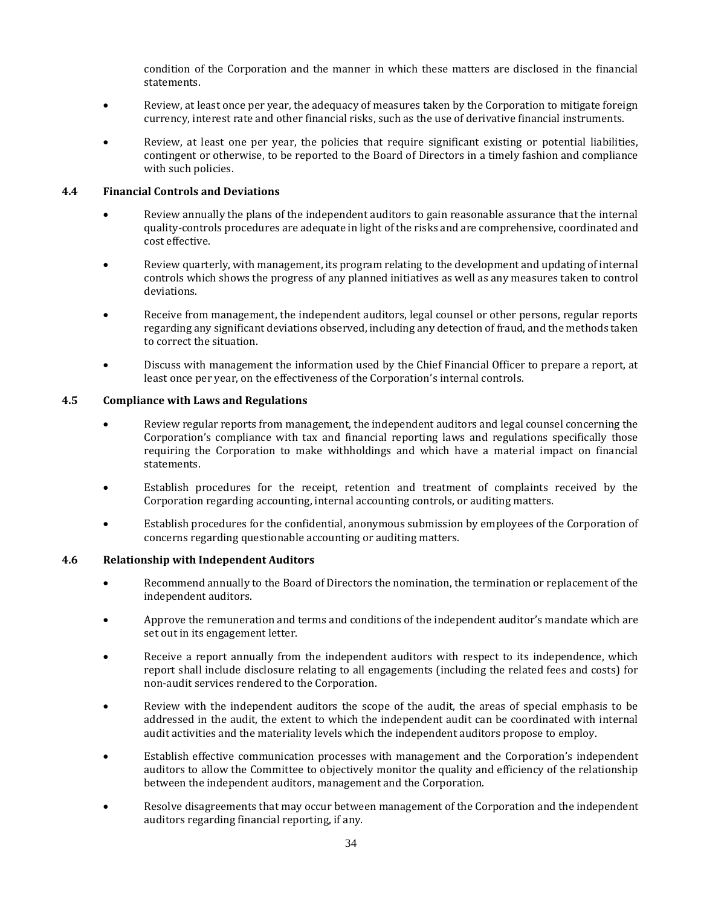condition of the Corporation and the manner in which these matters are disclosed in the financial statements.

- Review, at least once per year, the adequacy of measures taken by the Corporation to mitigate foreign currency, interest rate and other financial risks, such as the use of derivative financial instruments.
- Review, at least one per year, the policies that require significant existing or potential liabilities, contingent or otherwise, to be reported to the Board of Directors in a timely fashion and compliance with such policies.

### 4.4 Financial Controls and Deviations

- Review annually the plans of the independent auditors to gain reasonable assurance that the internal quality-controls procedures are adequate in light of the risks and are comprehensive, coordinated and cost effective.
- Review quarterly, with management, its program relating to the development and updating of internal controls which shows the progress of any planned initiatives as well as any measures taken to control deviations.
- Receive from management, the independent auditors, legal counsel or other persons, regular reports regarding any significant deviations observed, including any detection of fraud, and the methods taken to correct the situation.
- Discuss with management the information used by the Chief Financial Officer to prepare a report, at least once per year, on the effectiveness of the Corporation's internal controls.

### 4.5 Compliance with Laws and Regulations

- Review regular reports from management, the independent auditors and legal counsel concerning the Corporation's compliance with tax and financial reporting laws and regulations specifically those requiring the Corporation to make withholdings and which have a material impact on financial statements.
- Establish procedures for the receipt, retention and treatment of complaints received by the Corporation regarding accounting, internal accounting controls, or auditing matters.
- Establish procedures for the confidential, anonymous submission by employees of the Corporation of concerns regarding questionable accounting or auditing matters.

### 4.6 Relationship with Independent Auditors

- Recommend annually to the Board of Directors the nomination, the termination or replacement of the independent auditors.
- Approve the remuneration and terms and conditions of the independent auditor's mandate which are set out in its engagement letter.
- Receive a report annually from the independent auditors with respect to its independence, which report shall include disclosure relating to all engagements (including the related fees and costs) for non-audit services rendered to the Corporation.
- Review with the independent auditors the scope of the audit, the areas of special emphasis to be addressed in the audit, the extent to which the independent audit can be coordinated with internal audit activities and the materiality levels which the independent auditors propose to employ.
- Establish effective communication processes with management and the Corporation's independent auditors to allow the Committee to objectively monitor the quality and efficiency of the relationship between the independent auditors, management and the Corporation.
- Resolve disagreements that may occur between management of the Corporation and the independent auditors regarding financial reporting, if any.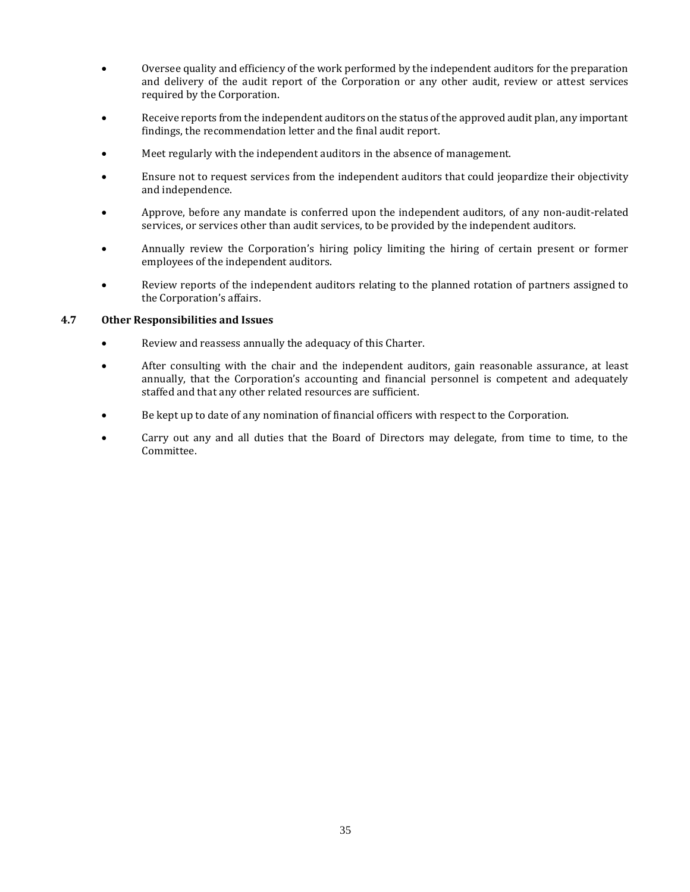- Oversee quality and efficiency of the work performed by the independent auditors for the preparation and delivery of the audit report of the Corporation or any other audit, review or attest services required by the Corporation.
- Receive reports from the independent auditors on the status of the approved audit plan, any important findings, the recommendation letter and the final audit report.
- Meet regularly with the independent auditors in the absence of management.
- Ensure not to request services from the independent auditors that could jeopardize their objectivity and independence.
- Approve, before any mandate is conferred upon the independent auditors, of any non-audit-related services, or services other than audit services, to be provided by the independent auditors.
- Annually review the Corporation's hiring policy limiting the hiring of certain present or former employees of the independent auditors.
- Review reports of the independent auditors relating to the planned rotation of partners assigned to the Corporation's affairs.

### 4.7 Other Responsibilities and Issues

- Review and reassess annually the adequacy of this Charter.
- After consulting with the chair and the independent auditors, gain reasonable assurance, at least annually, that the Corporation's accounting and financial personnel is competent and adequately staffed and that any other related resources are sufficient.
- Be kept up to date of any nomination of financial officers with respect to the Corporation.
- Carry out any and all duties that the Board of Directors may delegate, from time to time, to the Committee.